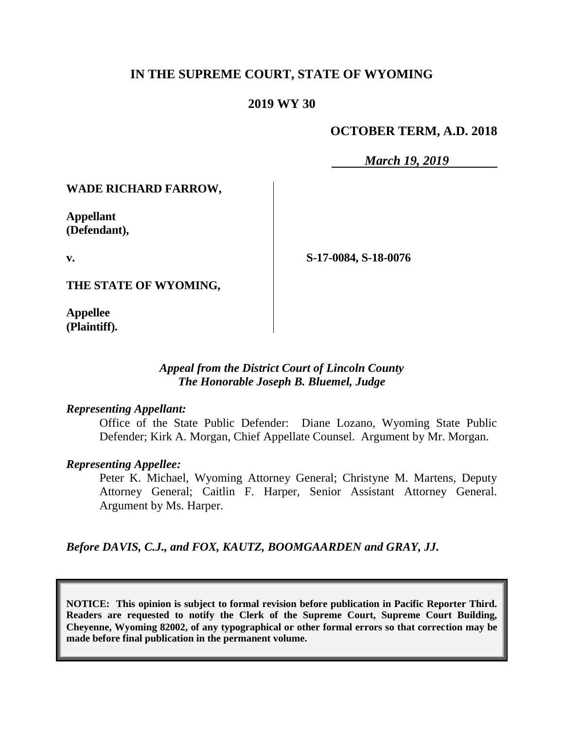**IN THE SUPREME COURT, STATE OF WYOMING**

**2019 WY 30**

**OCTOBER TERM, A.D. 2018**

*March 19, 2019*

**WADE RICHARD FARROW,**

**Appellant (Defendant),**

**v.**

**THE STATE OF WYOMING,**

**Appellee (Plaintiff).**

**S-17-0084, S-18-0076**

*Appeal from the District Court of Lincoln County*
*The Honorable Joseph B. Bluemel, Judge*

*Representing Appellant:*

Office of the State Public Defender: Diane Lozano, Wyoming State Public Defender; Kirk A. Morgan, Chief Appellate Counsel. Argument by Mr. Morgan.

*Representing Appellee:*

Peter K. Michael, Wyoming Attorney General; Christyne M. Martens, Deputy Attorney General; Caitlin F. Harper, Senior Assistant Attorney General. Argument by Ms. Harper.

*Before DAVIS, C.J., and FOX, KAUTZ, BOOMGAARDEN and GRAY, JJ.*

**NOTICE: This opinion is subject to formal revision before publication in Pacific Reporter Third. Readers are requested to notify the Clerk of the Supreme Court, Supreme Court Building, Cheyenne, Wyoming 82002, of any typographical or other formal errors so that correction may be made before final publication in the permanent volume.**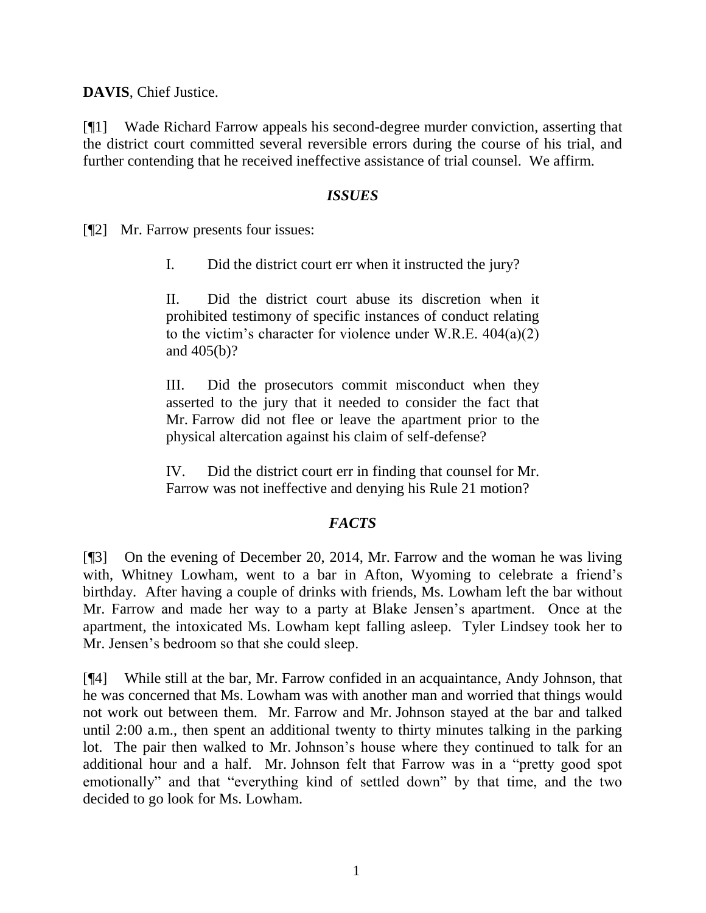**DAVIS**, Chief Justice.

[¶1] Wade Richard Farrow appeals his second-degree murder conviction, asserting that the district court committed several reversible errors during the course of his trial, and further contending that he received ineffective assistance of trial counsel. We affirm.

### *ISSUES*

[¶2] Mr. Farrow presents four issues:

> I. Did the district court err when it instructed the jury?
>
> II. Did the district court abuse its discretion when it prohibited testimony of specific instances of conduct relating to the victim's character for violence under W.R.E. 404(a)(2) and 405(b)?
>
> III. Did the prosecutors commit misconduct when they asserted to the jury that it needed to consider the fact that Mr. Farrow did not flee or leave the apartment prior to the physical altercation against his claim of self-defense?
>
> IV. Did the district court err in finding that counsel for Mr. Farrow was not ineffective and denying his Rule 21 motion?

### *FACTS*

[¶3] On the evening of December 20, 2014, Mr. Farrow and the woman he was living with, Whitney Lowham, went to a bar in Afton, Wyoming to celebrate a friend's birthday. After having a couple of drinks with friends, Ms. Lowham left the bar without Mr. Farrow and made her way to a party at Blake Jensen's apartment. Once at the apartment, the intoxicated Ms. Lowham kept falling asleep. Tyler Lindsey took her to Mr. Jensen's bedroom so that she could sleep.

[¶4] While still at the bar, Mr. Farrow confided in an acquaintance, Andy Johnson, that he was concerned that Ms. Lowham was with another man and worried that things would not work out between them. Mr. Farrow and Mr. Johnson stayed at the bar and talked until 2:00 a.m., then spent an additional twenty to thirty minutes talking in the parking lot. The pair then walked to Mr. Johnson's house where they continued to talk for an additional hour and a half. Mr. Johnson felt that Farrow was in a "pretty good spot emotionally" and that "everything kind of settled down" by that time, and the two decided to go look for Ms. Lowham.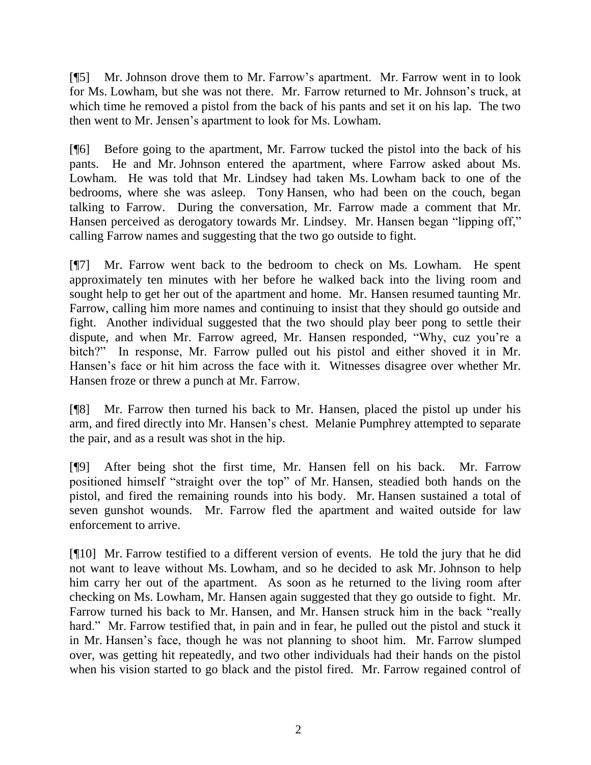[¶5] Mr. Johnson drove them to Mr. Farrow's apartment. Mr. Farrow went in to look for Ms. Lowham, but she was not there. Mr. Farrow returned to Mr. Johnson's truck, at which time he removed a pistol from the back of his pants and set it on his lap. The two then went to Mr. Jensen's apartment to look for Ms. Lowham.

[¶6] Before going to the apartment, Mr. Farrow tucked the pistol into the back of his pants. He and Mr. Johnson entered the apartment, where Farrow asked about Ms. Lowham. He was told that Mr. Lindsey had taken Ms. Lowham back to one of the bedrooms, where she was asleep. Tony Hansen, who had been on the couch, began talking to Farrow. During the conversation, Mr. Farrow made a comment that Mr. Hansen perceived as derogatory towards Mr. Lindsey. Mr. Hansen began "lipping off," calling Farrow names and suggesting that the two go outside to fight.

[¶7] Mr. Farrow went back to the bedroom to check on Ms. Lowham. He spent approximately ten minutes with her before he walked back into the living room and sought help to get her out of the apartment and home. Mr. Hansen resumed taunting Mr. Farrow, calling him more names and continuing to insist that they should go outside and fight. Another individual suggested that the two should play beer pong to settle their dispute, and when Mr. Farrow agreed, Mr. Hansen responded, "Why, cuz you're a bitch?" In response, Mr. Farrow pulled out his pistol and either shoved it in Mr. Hansen's face or hit him across the face with it. Witnesses disagree over whether Mr. Hansen froze or threw a punch at Mr. Farrow.

[¶8] Mr. Farrow then turned his back to Mr. Hansen, placed the pistol up under his arm, and fired directly into Mr. Hansen's chest. Melanie Pumphrey attempted to separate the pair, and as a result was shot in the hip.

[¶9] After being shot the first time, Mr. Hansen fell on his back. Mr. Farrow positioned himself "straight over the top" of Mr. Hansen, steadied both hands on the pistol, and fired the remaining rounds into his body. Mr. Hansen sustained a total of seven gunshot wounds. Mr. Farrow fled the apartment and waited outside for law enforcement to arrive.

[¶10] Mr. Farrow testified to a different version of events. He told the jury that he did not want to leave without Ms. Lowham, and so he decided to ask Mr. Johnson to help him carry her out of the apartment. As soon as he returned to the living room after checking on Ms. Lowham, Mr. Hansen again suggested that they go outside to fight. Mr. Farrow turned his back to Mr. Hansen, and Mr. Hansen struck him in the back "really hard." Mr. Farrow testified that, in pain and in fear, he pulled out the pistol and stuck it in Mr. Hansen's face, though he was not planning to shoot him. Mr. Farrow slumped over, was getting hit repeatedly, and two other individuals had their hands on the pistol when his vision started to go black and the pistol fired. Mr. Farrow regained control of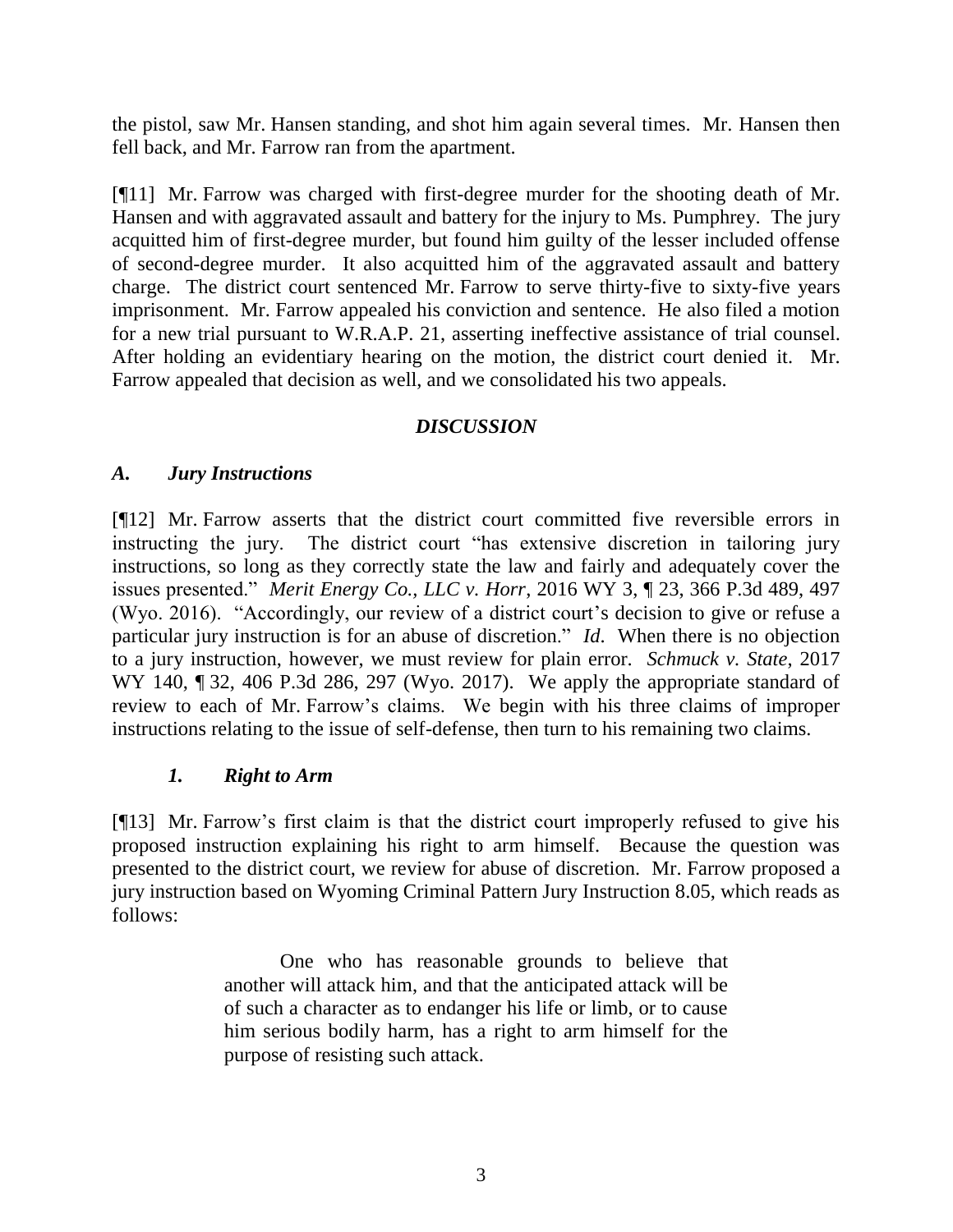the pistol, saw Mr. Hansen standing, and shot him again several times. Mr. Hansen then fell back, and Mr. Farrow ran from the apartment.

[¶11] Mr. Farrow was charged with first-degree murder for the shooting death of Mr. Hansen and with aggravated assault and battery for the injury to Ms. Pumphrey. The jury acquitted him of first-degree murder, but found him guilty of the lesser included offense of second-degree murder. It also acquitted him of the aggravated assault and battery charge. The district court sentenced Mr. Farrow to serve thirty-five to sixty-five years imprisonment. Mr. Farrow appealed his conviction and sentence. He also filed a motion for a new trial pursuant to W.R.A.P. 21, asserting ineffective assistance of trial counsel. After holding an evidentiary hearing on the motion, the district court denied it. Mr. Farrow appealed that decision as well, and we consolidated his two appeals.

## *DISCUSSION*

### *A. Jury Instructions*

[¶12] Mr. Farrow asserts that the district court committed five reversible errors in instructing the jury. The district court "has extensive discretion in tailoring jury instructions, so long as they correctly state the law and fairly and adequately cover the issues presented." *Merit Energy Co., LLC v. Horr*, 2016 WY 3, ¶ 23, 366 P.3d 489, 497 (Wyo. 2016). "Accordingly, our review of a district court's decision to give or refuse a particular jury instruction is for an abuse of discretion." *Id*. When there is no objection to a jury instruction, however, we must review for plain error. *Schmuck v. State*, 2017 WY 140, ¶ 32, 406 P.3d 286, 297 (Wyo. 2017). We apply the appropriate standard of review to each of Mr. Farrow's claims. We begin with his three claims of improper instructions relating to the issue of self-defense, then turn to his remaining two claims.

#### *1. Right to Arm*

[¶13] Mr. Farrow's first claim is that the district court improperly refused to give his proposed instruction explaining his right to arm himself. Because the question was presented to the district court, we review for abuse of discretion. Mr. Farrow proposed a jury instruction based on Wyoming Criminal Pattern Jury Instruction 8.05, which reads as follows:

> One who has reasonable grounds to believe that another will attack him, and that the anticipated attack will be of such a character as to endanger his life or limb, or to cause him serious bodily harm, has a right to arm himself for the purpose of resisting such attack.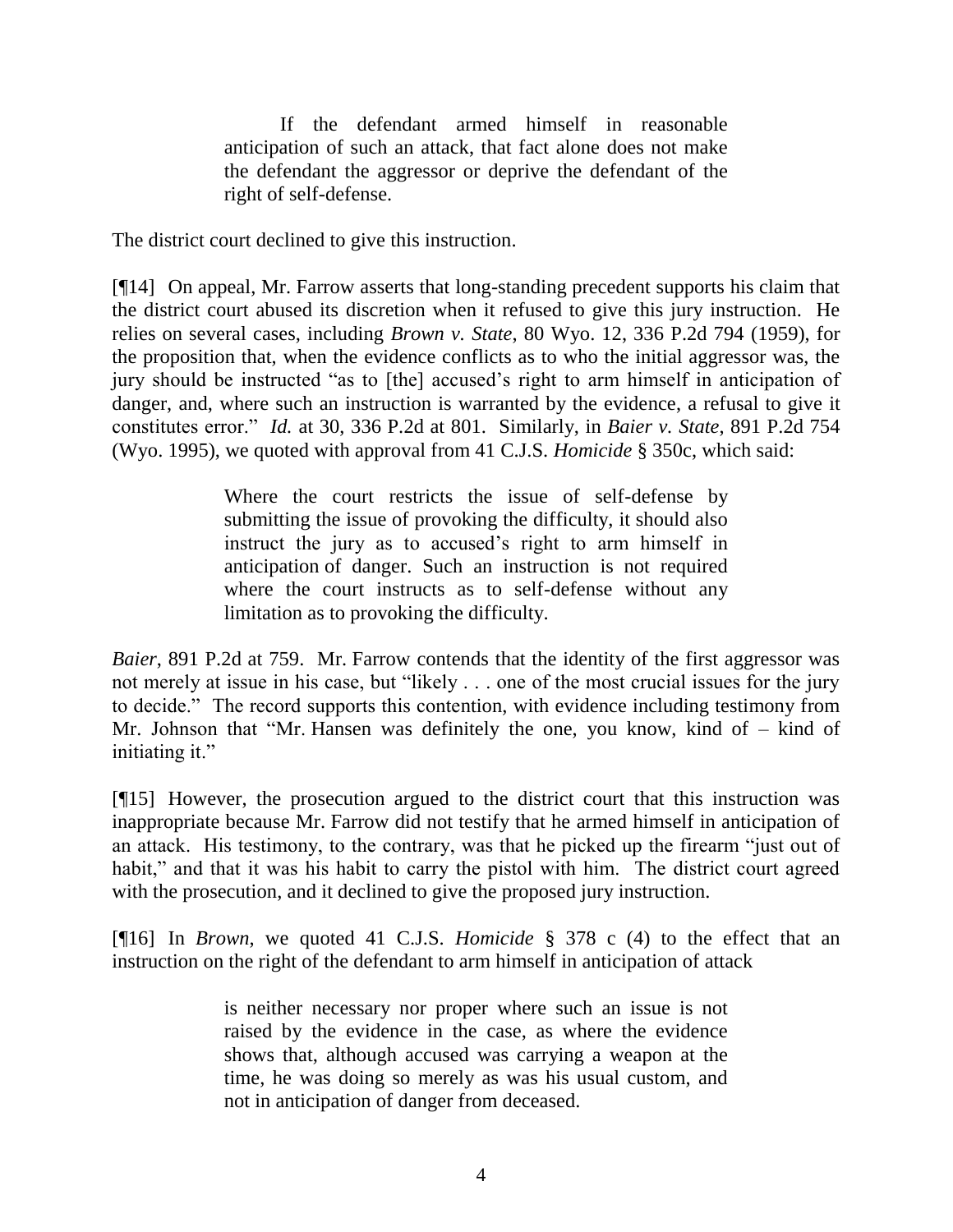> If the defendant armed himself in reasonable anticipation of such an attack, that fact alone does not make the defendant the aggressor or deprive the defendant of the right of self-defense.

The district court declined to give this instruction.

[¶14] On appeal, Mr. Farrow asserts that long-standing precedent supports his claim that the district court abused its discretion when it refused to give this jury instruction. He relies on several cases, including *Brown v. State*, 80 Wyo. 12, 336 P.2d 794 (1959), for the proposition that, when the evidence conflicts as to who the initial aggressor was, the jury should be instructed "as to [the] accused's right to arm himself in anticipation of danger, and, where such an instruction is warranted by the evidence, a refusal to give it constitutes error." *Id.* at 30, 336 P.2d at 801. Similarly, in *Baier v. State*, 891 P.2d 754 (Wyo. 1995), we quoted with approval from 41 C.J.S. *Homicide* § 350c, which said:

> Where the court restricts the issue of self-defense by submitting the issue of provoking the difficulty, it should also instruct the jury as to accused's right to arm himself in anticipation of danger. Such an instruction is not required where the court instructs as to self-defense without any limitation as to provoking the difficulty.

*Baier*, 891 P.2d at 759. Mr. Farrow contends that the identity of the first aggressor was not merely at issue in his case, but "likely . . . one of the most crucial issues for the jury to decide." The record supports this contention, with evidence including testimony from Mr. Johnson that "Mr. Hansen was definitely the one, you know, kind of – kind of initiating it."

[¶15] However, the prosecution argued to the district court that this instruction was inappropriate because Mr. Farrow did not testify that he armed himself in anticipation of an attack. His testimony, to the contrary, was that he picked up the firearm "just out of habit," and that it was his habit to carry the pistol with him. The district court agreed with the prosecution, and it declined to give the proposed jury instruction.

[¶16] In *Brown*, we quoted 41 C.J.S. *Homicide* § 378 c (4) to the effect that an instruction on the right of the defendant to arm himself in anticipation of attack

> is neither necessary nor proper where such an issue is not raised by the evidence in the case, as where the evidence shows that, although accused was carrying a weapon at the time, he was doing so merely as was his usual custom, and not in anticipation of danger from deceased.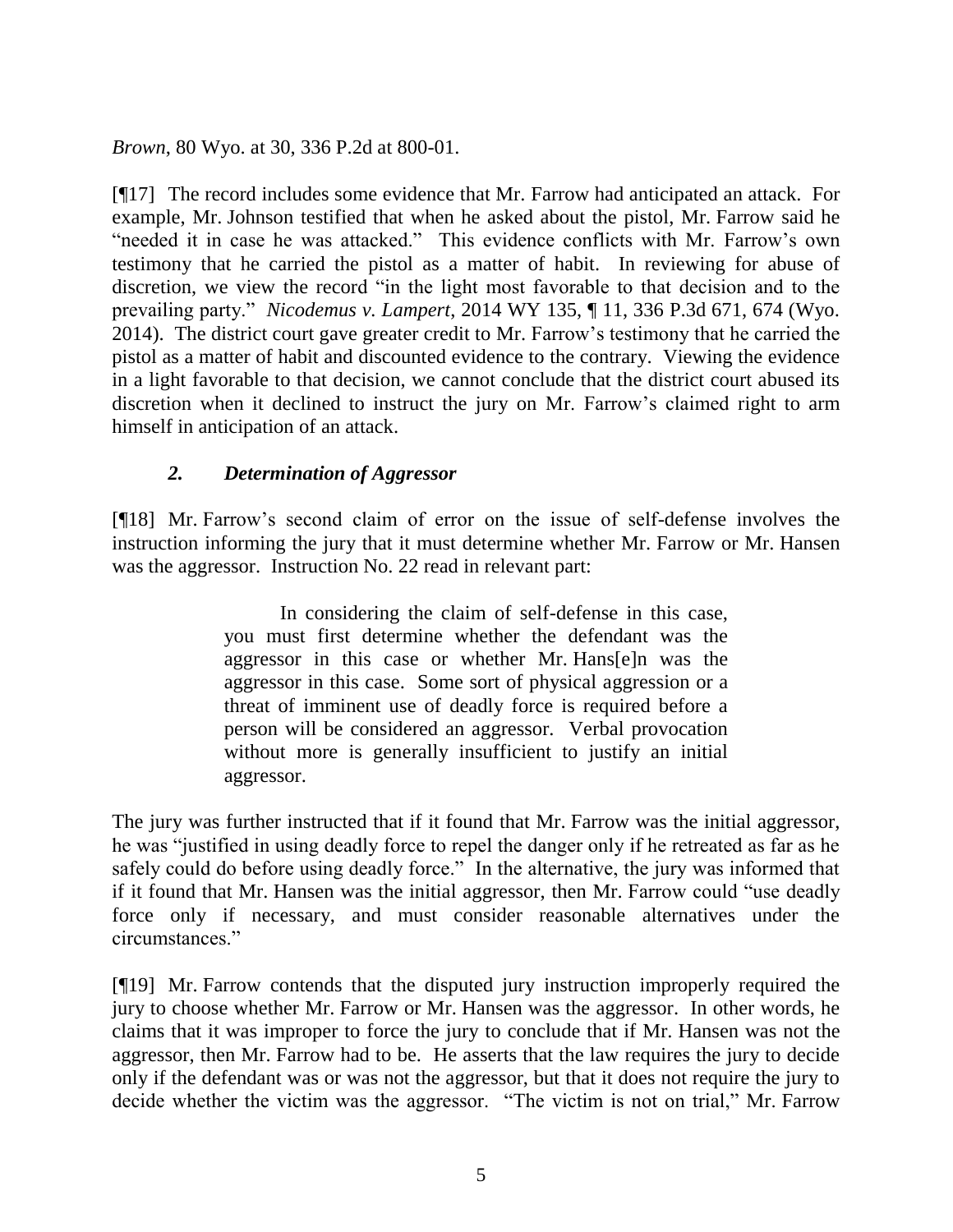*Brown*, 80 Wyo. at 30, 336 P.2d at 800-01.

[¶17] The record includes some evidence that Mr. Farrow had anticipated an attack. For example, Mr. Johnson testified that when he asked about the pistol, Mr. Farrow said he "needed it in case he was attacked." This evidence conflicts with Mr. Farrow's own testimony that he carried the pistol as a matter of habit. In reviewing for abuse of discretion, we view the record "in the light most favorable to that decision and to the prevailing party." *Nicodemus v. Lampert*, 2014 WY 135, ¶ 11, 336 P.3d 671, 674 (Wyo. 2014). The district court gave greater credit to Mr. Farrow's testimony that he carried the pistol as a matter of habit and discounted evidence to the contrary. Viewing the evidence in a light favorable to that decision, we cannot conclude that the district court abused its discretion when it declined to instruct the jury on Mr. Farrow's claimed right to arm himself in anticipation of an attack.

### *2. Determination of Aggressor*

[¶18] Mr. Farrow's second claim of error on the issue of self-defense involves the instruction informing the jury that it must determine whether Mr. Farrow or Mr. Hansen was the aggressor. Instruction No. 22 read in relevant part:

> In considering the claim of self-defense in this case, you must first determine whether the defendant was the aggressor in this case or whether Mr. Hans[e]n was the aggressor in this case. Some sort of physical aggression or a threat of imminent use of deadly force is required before a person will be considered an aggressor. Verbal provocation without more is generally insufficient to justify an initial aggressor.

The jury was further instructed that if it found that Mr. Farrow was the initial aggressor, he was "justified in using deadly force to repel the danger only if he retreated as far as he safely could do before using deadly force." In the alternative, the jury was informed that if it found that Mr. Hansen was the initial aggressor, then Mr. Farrow could "use deadly force only if necessary, and must consider reasonable alternatives under the circumstances."

[¶19] Mr. Farrow contends that the disputed jury instruction improperly required the jury to choose whether Mr. Farrow or Mr. Hansen was the aggressor. In other words, he claims that it was improper to force the jury to conclude that if Mr. Hansen was not the aggressor, then Mr. Farrow had to be. He asserts that the law requires the jury to decide only if the defendant was or was not the aggressor, but that it does not require the jury to decide whether the victim was the aggressor. "The victim is not on trial," Mr. Farrow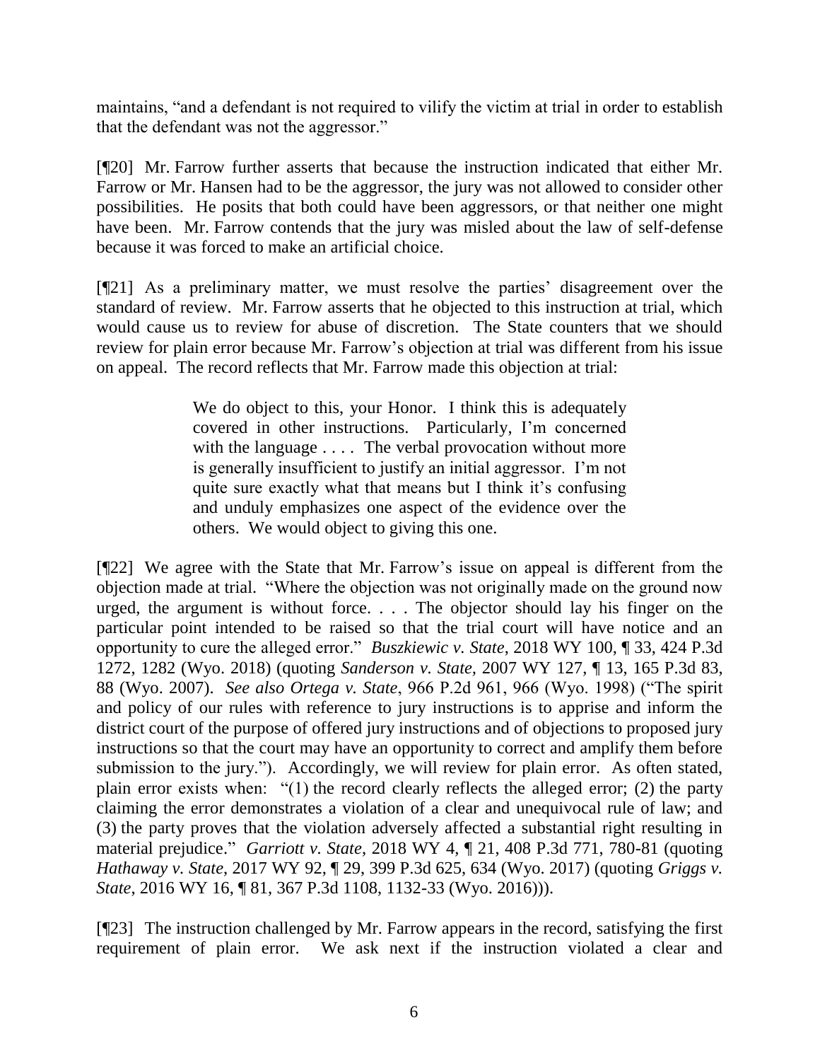maintains, "and a defendant is not required to vilify the victim at trial in order to establish that the defendant was not the aggressor."

[¶20] Mr. Farrow further asserts that because the instruction indicated that either Mr. Farrow or Mr. Hansen had to be the aggressor, the jury was not allowed to consider other possibilities. He posits that both could have been aggressors, or that neither one might have been. Mr. Farrow contends that the jury was misled about the law of self-defense because it was forced to make an artificial choice.

[¶21] As a preliminary matter, we must resolve the parties' disagreement over the standard of review. Mr. Farrow asserts that he objected to this instruction at trial, which would cause us to review for abuse of discretion. The State counters that we should review for plain error because Mr. Farrow's objection at trial was different from his issue on appeal. The record reflects that Mr. Farrow made this objection at trial:

> We do object to this, your Honor. I think this is adequately covered in other instructions. Particularly, I'm concerned with the language . . . . The verbal provocation without more is generally insufficient to justify an initial aggressor. I'm not quite sure exactly what that means but I think it's confusing and unduly emphasizes one aspect of the evidence over the others. We would object to giving this one.

[¶22] We agree with the State that Mr. Farrow's issue on appeal is different from the objection made at trial. "Where the objection was not originally made on the ground now urged, the argument is without force. . . . The objector should lay his finger on the particular point intended to be raised so that the trial court will have notice and an opportunity to cure the alleged error." *Buszkiewic v. State*, 2018 WY 100, ¶ 33, 424 P.3d 1272, 1282 (Wyo. 2018) (quoting *Sanderson v. State*, 2007 WY 127, ¶ 13, 165 P.3d 83, 88 (Wyo. 2007). *See also Ortega v. State*, 966 P.2d 961, 966 (Wyo. 1998) ("The spirit and policy of our rules with reference to jury instructions is to apprise and inform the district court of the purpose of offered jury instructions and of objections to proposed jury instructions so that the court may have an opportunity to correct and amplify them before submission to the jury."). Accordingly, we will review for plain error. As often stated, plain error exists when: "(1) the record clearly reflects the alleged error; (2) the party claiming the error demonstrates a violation of a clear and unequivocal rule of law; and (3) the party proves that the violation adversely affected a substantial right resulting in material prejudice." *Garriott v. State*, 2018 WY 4, ¶ 21, 408 P.3d 771, 780-81 (quoting *Hathaway v. State*, 2017 WY 92, ¶ 29, 399 P.3d 625, 634 (Wyo. 2017) (quoting *Griggs v. State*, 2016 WY 16, ¶ 81, 367 P.3d 1108, 1132-33 (Wyo. 2016))).

[¶23] The instruction challenged by Mr. Farrow appears in the record, satisfying the first requirement of plain error. We ask next if the instruction violated a clear and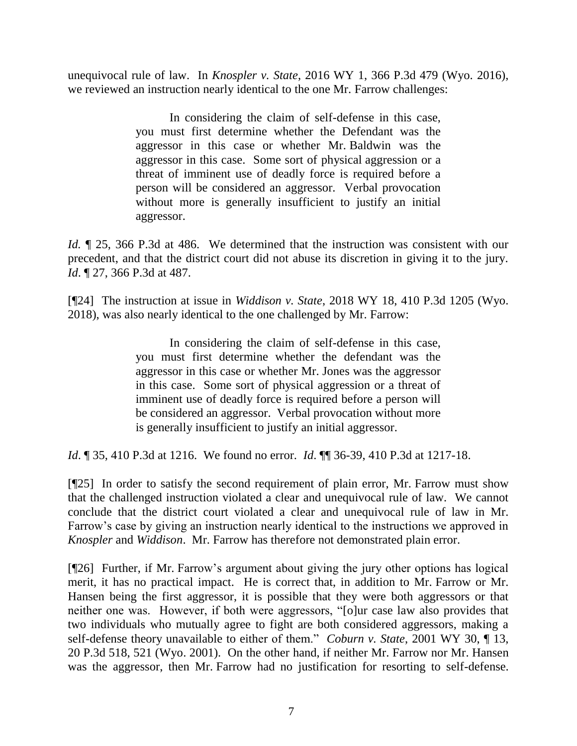unequivocal rule of law. In *Knospler v. State*, 2016 WY 1, 366 P.3d 479 (Wyo. 2016), we reviewed an instruction nearly identical to the one Mr. Farrow challenges:

> In considering the claim of self-defense in this case, you must first determine whether the Defendant was the aggressor in this case or whether Mr. Baldwin was the aggressor in this case. Some sort of physical aggression or a threat of imminent use of deadly force is required before a person will be considered an aggressor. Verbal provocation without more is generally insufficient to justify an initial aggressor.

*Id.* ¶ 25, 366 P.3d at 486. We determined that the instruction was consistent with our precedent, and that the district court did not abuse its discretion in giving it to the jury. *Id*. ¶ 27, 366 P.3d at 487.

[¶24] The instruction at issue in *Widdison v. State*, 2018 WY 18, 410 P.3d 1205 (Wyo. 2018), was also nearly identical to the one challenged by Mr. Farrow:

> In considering the claim of self-defense in this case, you must first determine whether the defendant was the aggressor in this case or whether Mr. Jones was the aggressor in this case. Some sort of physical aggression or a threat of imminent use of deadly force is required before a person will be considered an aggressor. Verbal provocation without more is generally insufficient to justify an initial aggressor.

*Id*. ¶ 35, 410 P.3d at 1216. We found no error. *Id*. ¶¶ 36-39, 410 P.3d at 1217-18.

[¶25] In order to satisfy the second requirement of plain error, Mr. Farrow must show that the challenged instruction violated a clear and unequivocal rule of law. We cannot conclude that the district court violated a clear and unequivocal rule of law in Mr. Farrow's case by giving an instruction nearly identical to the instructions we approved in *Knospler* and *Widdison*. Mr. Farrow has therefore not demonstrated plain error.

[¶26] Further, if Mr. Farrow's argument about giving the jury other options has logical merit, it has no practical impact. He is correct that, in addition to Mr. Farrow or Mr. Hansen being the first aggressor, it is possible that they were both aggressors or that neither one was. However, if both were aggressors, "[o]ur case law also provides that two individuals who mutually agree to fight are both considered aggressors, making a self-defense theory unavailable to either of them." *Coburn v. State*, 2001 WY 30, ¶ 13, 20 P.3d 518, 521 (Wyo. 2001). On the other hand, if neither Mr. Farrow nor Mr. Hansen was the aggressor, then Mr. Farrow had no justification for resorting to self-defense.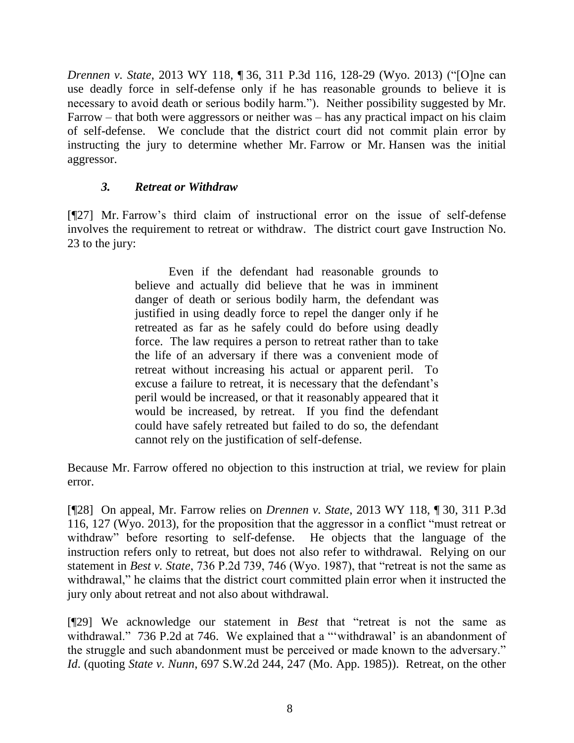*Drennen v. State*, 2013 WY 118, ¶ 36, 311 P.3d 116, 128-29 (Wyo. 2013) ("[O]ne can use deadly force in self-defense only if he has reasonable grounds to believe it is necessary to avoid death or serious bodily harm."). Neither possibility suggested by Mr. Farrow – that both were aggressors or neither was – has any practical impact on his claim of self-defense. We conclude that the district court did not commit plain error by instructing the jury to determine whether Mr. Farrow or Mr. Hansen was the initial aggressor.

### *3. Retreat or Withdraw*

[¶27] Mr. Farrow's third claim of instructional error on the issue of self-defense involves the requirement to retreat or withdraw. The district court gave Instruction No. 23 to the jury:

> Even if the defendant had reasonable grounds to believe and actually did believe that he was in imminent danger of death or serious bodily harm, the defendant was justified in using deadly force to repel the danger only if he retreated as far as he safely could do before using deadly force. The law requires a person to retreat rather than to take the life of an adversary if there was a convenient mode of retreat without increasing his actual or apparent peril. To excuse a failure to retreat, it is necessary that the defendant's peril would be increased, or that it reasonably appeared that it would be increased, by retreat. If you find the defendant could have safely retreated but failed to do so, the defendant cannot rely on the justification of self-defense.

Because Mr. Farrow offered no objection to this instruction at trial, we review for plain error.

[¶28] On appeal, Mr. Farrow relies on *Drennen v. State*, 2013 WY 118, ¶ 30, 311 P.3d 116, 127 (Wyo. 2013), for the proposition that the aggressor in a conflict "must retreat or withdraw" before resorting to self-defense. He objects that the language of the instruction refers only to retreat, but does not also refer to withdrawal. Relying on our statement in *Best v. State*, 736 P.2d 739, 746 (Wyo. 1987), that "retreat is not the same as withdrawal," he claims that the district court committed plain error when it instructed the jury only about retreat and not also about withdrawal.

[¶29] We acknowledge our statement in *Best* that "retreat is not the same as withdrawal." 736 P.2d at 746. We explained that a "'withdrawal' is an abandonment of the struggle and such abandonment must be perceived or made known to the adversary." *Id*. (quoting *State v. Nunn*, 697 S.W.2d 244, 247 (Mo. App. 1985)). Retreat, on the other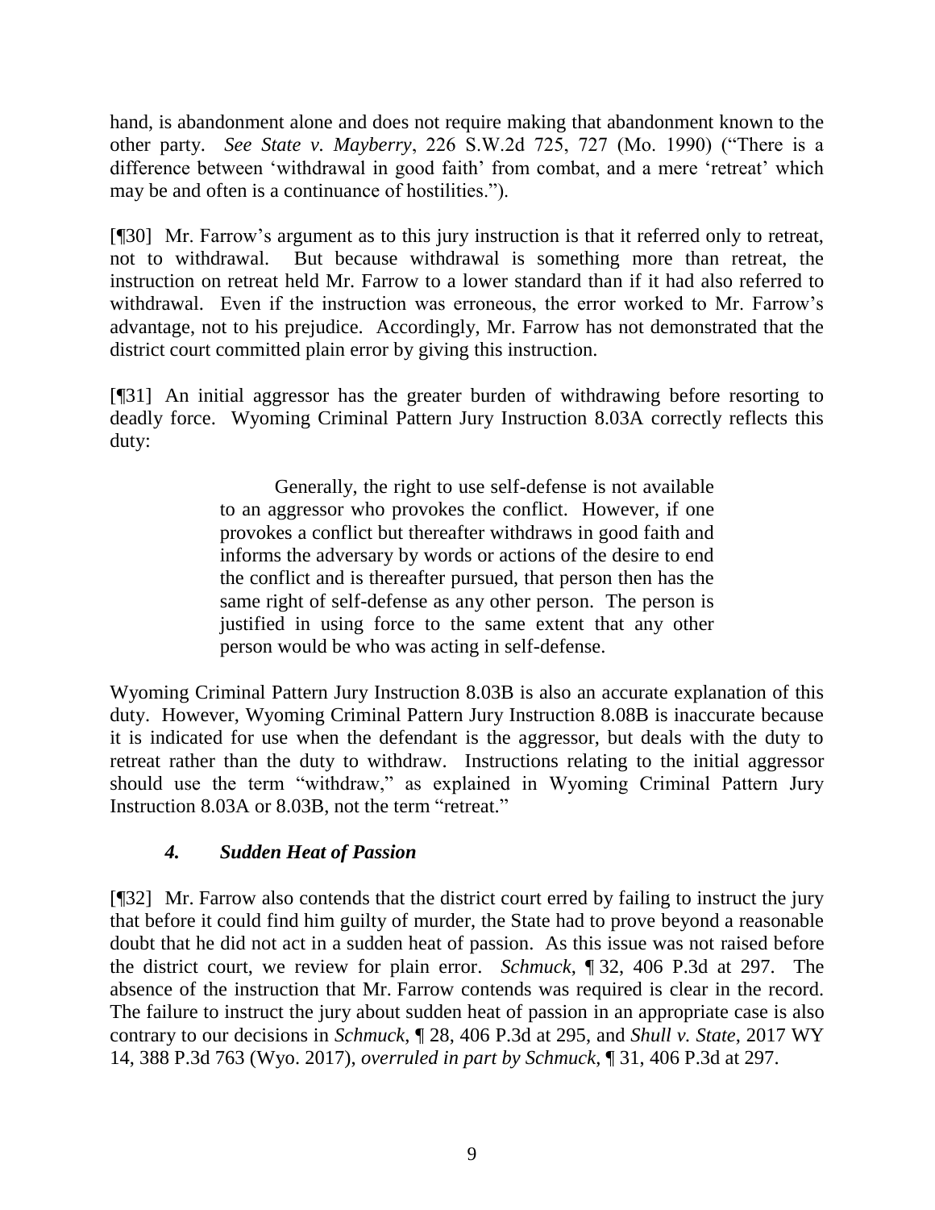hand, is abandonment alone and does not require making that abandonment known to the other party. *See State v. Mayberry*, 226 S.W.2d 725, 727 (Mo. 1990) ("There is a difference between 'withdrawal in good faith' from combat, and a mere 'retreat' which may be and often is a continuance of hostilities.").

[¶30] Mr. Farrow's argument as to this jury instruction is that it referred only to retreat, not to withdrawal. But because withdrawal is something more than retreat, the instruction on retreat held Mr. Farrow to a lower standard than if it had also referred to withdrawal. Even if the instruction was erroneous, the error worked to Mr. Farrow's advantage, not to his prejudice. Accordingly, Mr. Farrow has not demonstrated that the district court committed plain error by giving this instruction.

[¶31] An initial aggressor has the greater burden of withdrawing before resorting to deadly force. Wyoming Criminal Pattern Jury Instruction 8.03A correctly reflects this duty:

> Generally, the right to use self-defense is not available to an aggressor who provokes the conflict. However, if one provokes a conflict but thereafter withdraws in good faith and informs the adversary by words or actions of the desire to end the conflict and is thereafter pursued, that person then has the same right of self-defense as any other person. The person is justified in using force to the same extent that any other person would be who was acting in self-defense.

Wyoming Criminal Pattern Jury Instruction 8.03B is also an accurate explanation of this duty. However, Wyoming Criminal Pattern Jury Instruction 8.08B is inaccurate because it is indicated for use when the defendant is the aggressor, but deals with the duty to retreat rather than the duty to withdraw. Instructions relating to the initial aggressor should use the term "withdraw," as explained in Wyoming Criminal Pattern Jury Instruction 8.03A or 8.03B, not the term "retreat."

### *4. Sudden Heat of Passion*

[¶32] Mr. Farrow also contends that the district court erred by failing to instruct the jury that before it could find him guilty of murder, the State had to prove beyond a reasonable doubt that he did not act in a sudden heat of passion. As this issue was not raised before the district court, we review for plain error. *Schmuck*, ¶ 32, 406 P.3d at 297. The absence of the instruction that Mr. Farrow contends was required is clear in the record. The failure to instruct the jury about sudden heat of passion in an appropriate case is also contrary to our decisions in *Schmuck*, ¶ 28, 406 P.3d at 295, and *Shull v. State*, 2017 WY 14, 388 P.3d 763 (Wyo. 2017), *overruled in part by Schmuck*, ¶ 31, 406 P.3d at 297.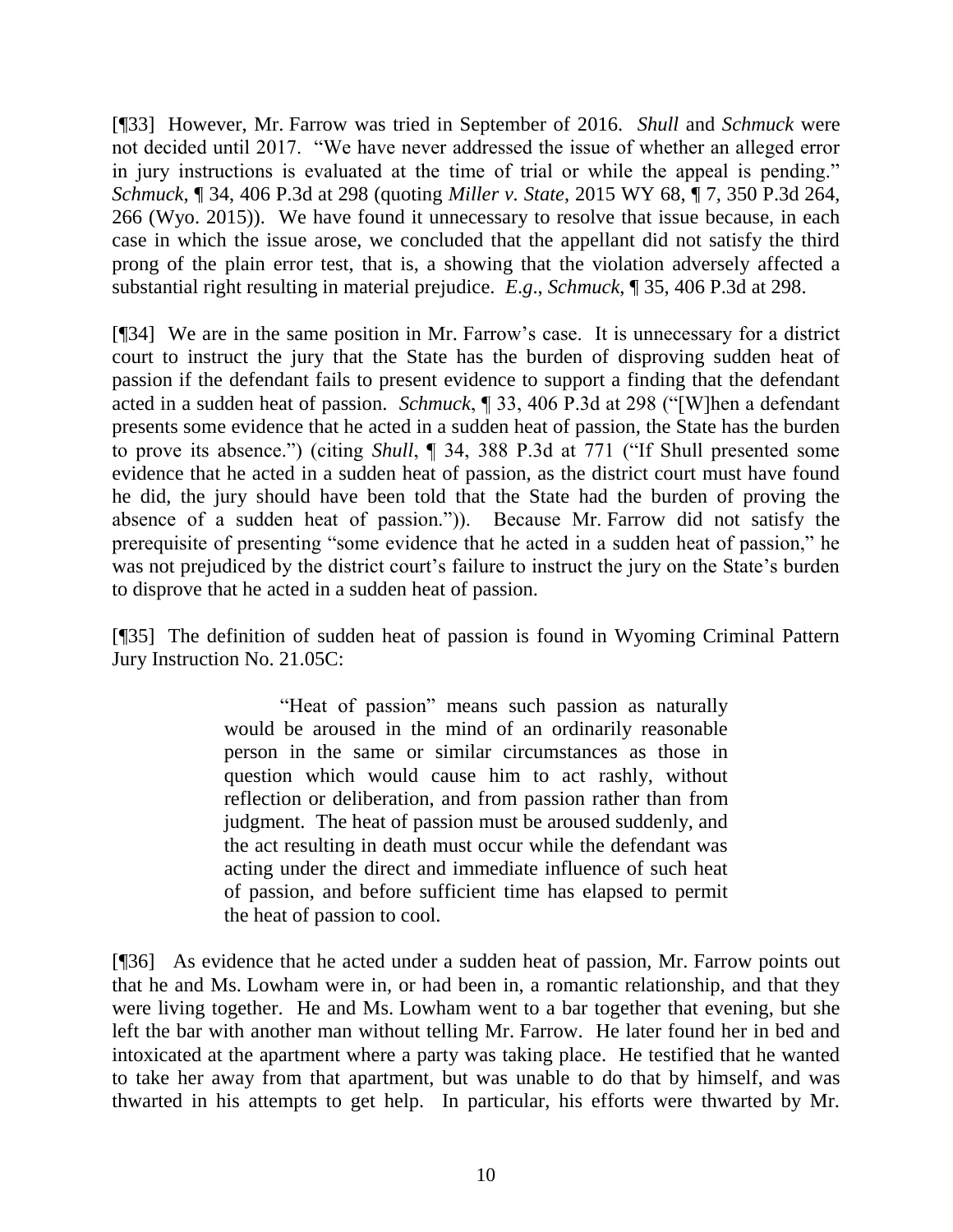[¶33] However, Mr. Farrow was tried in September of 2016. *Shull* and *Schmuck* were not decided until 2017. "We have never addressed the issue of whether an alleged error in jury instructions is evaluated at the time of trial or while the appeal is pending." *Schmuck*, ¶ 34, 406 P.3d at 298 (quoting *Miller v. State*, 2015 WY 68, ¶ 7, 350 P.3d 264, 266 (Wyo. 2015)). We have found it unnecessary to resolve that issue because, in each case in which the issue arose, we concluded that the appellant did not satisfy the third prong of the plain error test, that is, a showing that the violation adversely affected a substantial right resulting in material prejudice. *E.g.*, *Schmuck*, ¶ 35, 406 P.3d at 298.

[¶34] We are in the same position in Mr. Farrow's case. It is unnecessary for a district court to instruct the jury that the State has the burden of disproving sudden heat of passion if the defendant fails to present evidence to support a finding that the defendant acted in a sudden heat of passion. *Schmuck*, ¶ 33, 406 P.3d at 298 ("[W]hen a defendant presents some evidence that he acted in a sudden heat of passion, the State has the burden to prove its absence.") (citing *Shull*, ¶ 34, 388 P.3d at 771 ("If Shull presented some evidence that he acted in a sudden heat of passion, as the district court must have found he did, the jury should have been told that the State had the burden of proving the absence of a sudden heat of passion.")). Because Mr. Farrow did not satisfy the prerequisite of presenting "some evidence that he acted in a sudden heat of passion," he was not prejudiced by the district court's failure to instruct the jury on the State's burden to disprove that he acted in a sudden heat of passion.

[¶35] The definition of sudden heat of passion is found in Wyoming Criminal Pattern Jury Instruction No. 21.05C:

> "Heat of passion" means such passion as naturally would be aroused in the mind of an ordinarily reasonable person in the same or similar circumstances as those in question which would cause him to act rashly, without reflection or deliberation, and from passion rather than from judgment. The heat of passion must be aroused suddenly, and the act resulting in death must occur while the defendant was acting under the direct and immediate influence of such heat of passion, and before sufficient time has elapsed to permit the heat of passion to cool.

[¶36] As evidence that he acted under a sudden heat of passion, Mr. Farrow points out that he and Ms. Lowham were in, or had been in, a romantic relationship, and that they were living together. He and Ms. Lowham went to a bar together that evening, but she left the bar with another man without telling Mr. Farrow. He later found her in bed and intoxicated at the apartment where a party was taking place. He testified that he wanted to take her away from that apartment, but was unable to do that by himself, and was thwarted in his attempts to get help. In particular, his efforts were thwarted by Mr.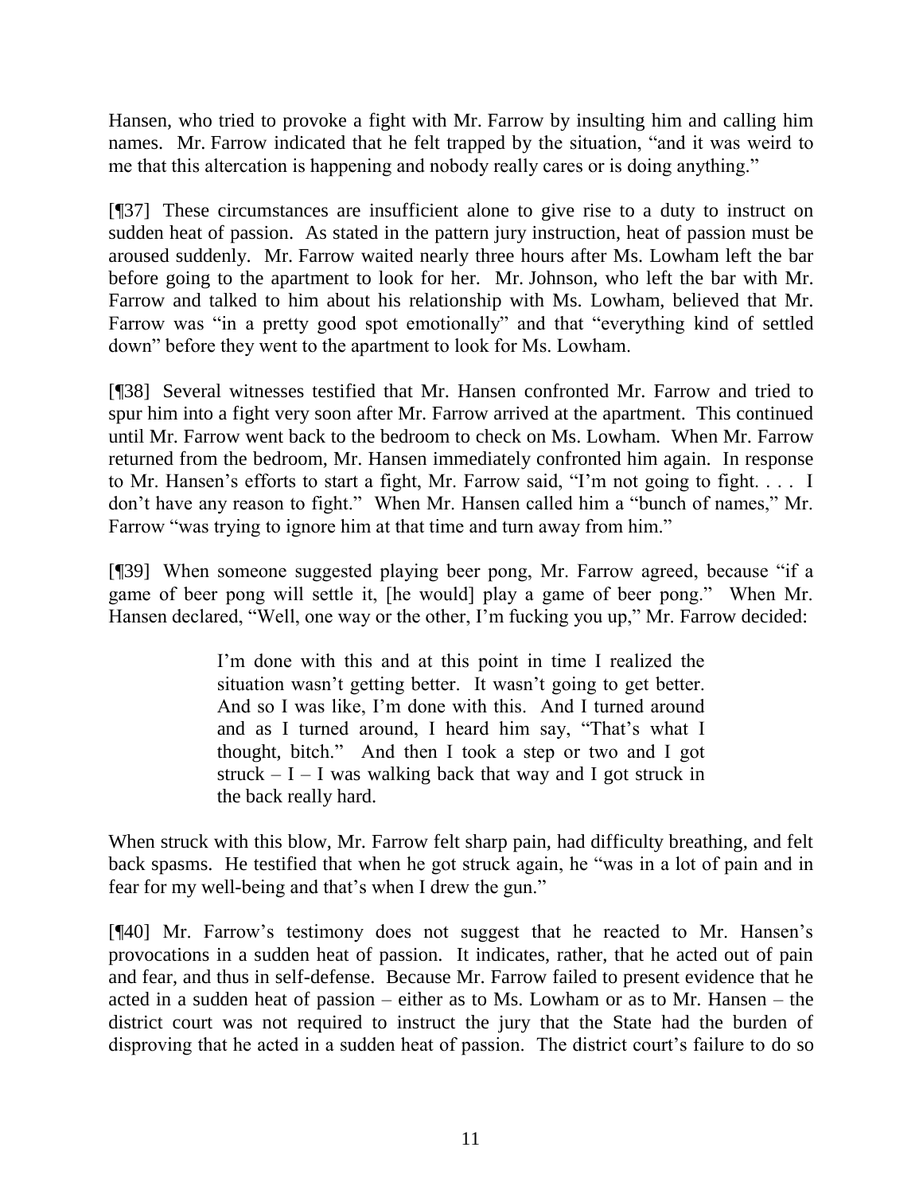Hansen, who tried to provoke a fight with Mr. Farrow by insulting him and calling him names. Mr. Farrow indicated that he felt trapped by the situation, "and it was weird to me that this altercation is happening and nobody really cares or is doing anything."

[¶37] These circumstances are insufficient alone to give rise to a duty to instruct on sudden heat of passion. As stated in the pattern jury instruction, heat of passion must be aroused suddenly. Mr. Farrow waited nearly three hours after Ms. Lowham left the bar before going to the apartment to look for her. Mr. Johnson, who left the bar with Mr. Farrow and talked to him about his relationship with Ms. Lowham, believed that Mr. Farrow was "in a pretty good spot emotionally" and that "everything kind of settled down" before they went to the apartment to look for Ms. Lowham.

[¶38] Several witnesses testified that Mr. Hansen confronted Mr. Farrow and tried to spur him into a fight very soon after Mr. Farrow arrived at the apartment. This continued until Mr. Farrow went back to the bedroom to check on Ms. Lowham. When Mr. Farrow returned from the bedroom, Mr. Hansen immediately confronted him again. In response to Mr. Hansen's efforts to start a fight, Mr. Farrow said, "I'm not going to fight. . . . I don't have any reason to fight." When Mr. Hansen called him a "bunch of names," Mr. Farrow "was trying to ignore him at that time and turn away from him."

[¶39] When someone suggested playing beer pong, Mr. Farrow agreed, because "if a game of beer pong will settle it, [he would] play a game of beer pong." When Mr. Hansen declared, "Well, one way or the other, I'm fucking you up," Mr. Farrow decided:

> I'm done with this and at this point in time I realized the situation wasn't getting better. It wasn't going to get better. And so I was like, I'm done with this. And I turned around and as I turned around, I heard him say, "That's what I thought, bitch." And then I took a step or two and I got struck – I – I was walking back that way and I got struck in the back really hard.

When struck with this blow, Mr. Farrow felt sharp pain, had difficulty breathing, and felt back spasms. He testified that when he got struck again, he "was in a lot of pain and in fear for my well-being and that's when I drew the gun."

[¶40] Mr. Farrow's testimony does not suggest that he reacted to Mr. Hansen's provocations in a sudden heat of passion. It indicates, rather, that he acted out of pain and fear, and thus in self-defense. Because Mr. Farrow failed to present evidence that he acted in a sudden heat of passion – either as to Ms. Lowham or as to Mr. Hansen – the district court was not required to instruct the jury that the State had the burden of disproving that he acted in a sudden heat of passion. The district court's failure to do so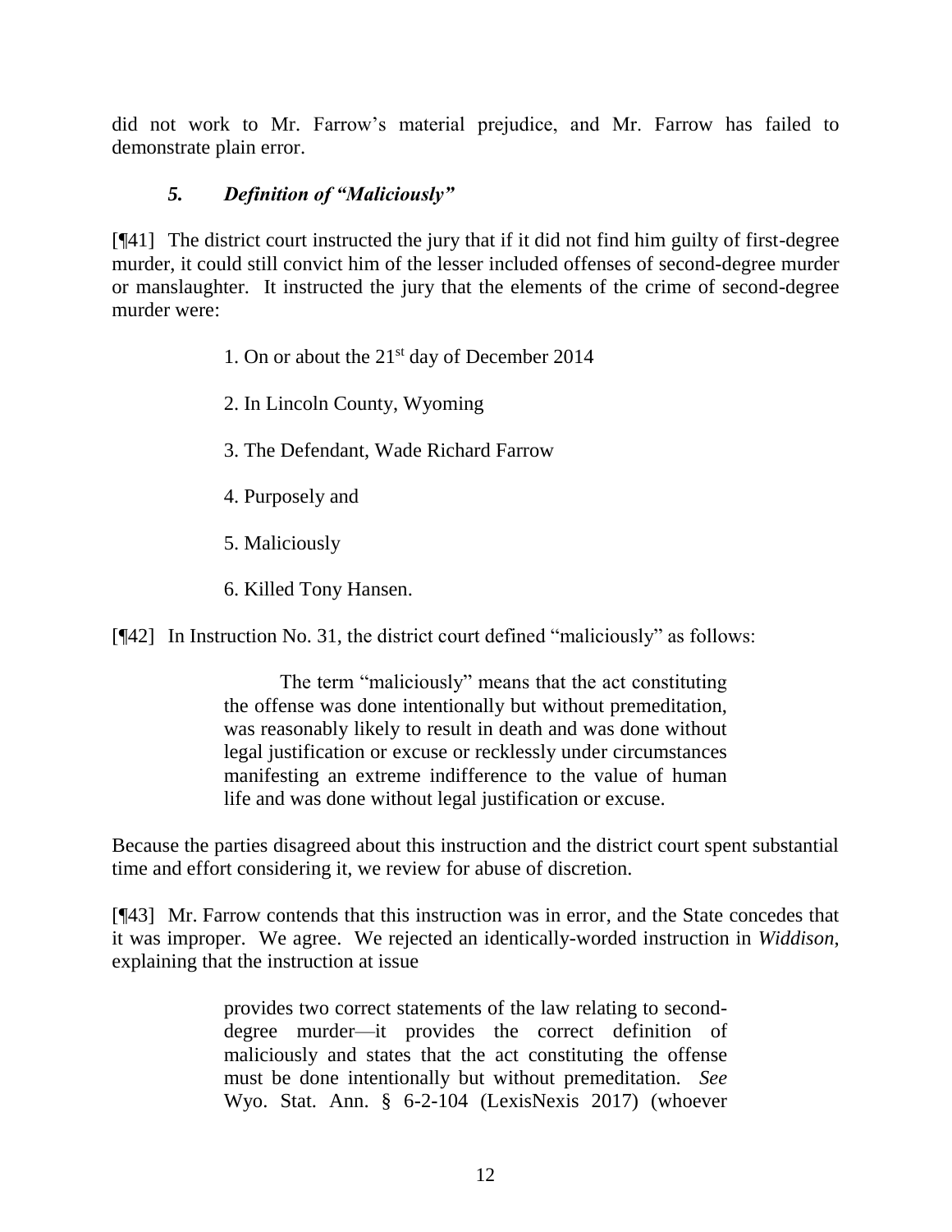did not work to Mr. Farrow's material prejudice, and Mr. Farrow has failed to demonstrate plain error.

### *5. Definition of "Maliciously"*

[¶41] The district court instructed the jury that if it did not find him guilty of first-degree murder, it could still convict him of the lesser included offenses of second-degree murder or manslaughter. It instructed the jury that the elements of the crime of second-degree murder were:

> 1. On or about the 21st day of December 2014
>
> 2. In Lincoln County, Wyoming
>
> 3. The Defendant, Wade Richard Farrow
>
> 4. Purposely and
>
> 5. Maliciously
>
> 6. Killed Tony Hansen.

[¶42] In Instruction No. 31, the district court defined "maliciously" as follows:

> The term "maliciously" means that the act constituting the offense was done intentionally but without premeditation, was reasonably likely to result in death and was done without legal justification or excuse or recklessly under circumstances manifesting an extreme indifference to the value of human life and was done without legal justification or excuse.

Because the parties disagreed about this instruction and the district court spent substantial time and effort considering it, we review for abuse of discretion.

[¶43] Mr. Farrow contends that this instruction was in error, and the State concedes that it was improper. We agree. We rejected an identically-worded instruction in *Widdison*, explaining that the instruction at issue

> provides two correct statements of the law relating to second-degree murder—it provides the correct definition of maliciously and states that the act constituting the offense must be done intentionally but without premeditation. *See* Wyo. Stat. Ann. § 6-2-104 (LexisNexis 2017) (whoever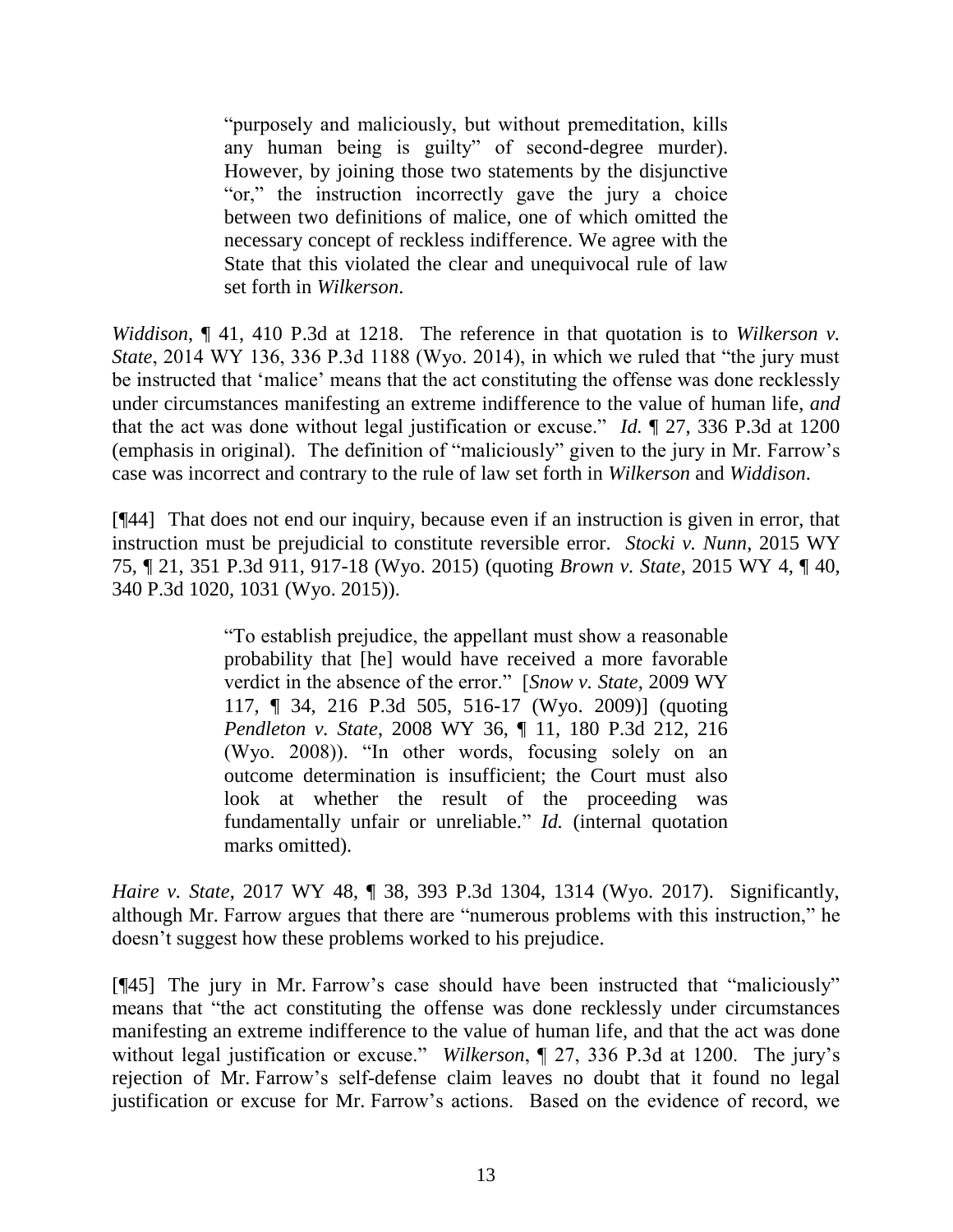> "purposely and maliciously, but without premeditation, kills any human being is guilty" of second-degree murder). However, by joining those two statements by the disjunctive "or," the instruction incorrectly gave the jury a choice between two definitions of malice, one of which omitted the necessary concept of reckless indifference. We agree with the State that this violated the clear and unequivocal rule of law set forth in *Wilkerson*.

*Widdison*, ¶ 41, 410 P.3d at 1218. The reference in that quotation is to *Wilkerson v. State*, 2014 WY 136, 336 P.3d 1188 (Wyo. 2014), in which we ruled that "the jury must be instructed that 'malice' means that the act constituting the offense was done recklessly under circumstances manifesting an extreme indifference to the value of human life, *and* that the act was done without legal justification or excuse." *Id.* ¶ 27, 336 P.3d at 1200 (emphasis in original). The definition of "maliciously" given to the jury in Mr. Farrow's case was incorrect and contrary to the rule of law set forth in *Wilkerson* and *Widdison*.

[¶44] That does not end our inquiry, because even if an instruction is given in error, that instruction must be prejudicial to constitute reversible error. *Stocki v. Nunn*, 2015 WY 75, ¶ 21, 351 P.3d 911, 917-18 (Wyo. 2015) (quoting *Brown v. State*, 2015 WY 4, ¶ 40, 340 P.3d 1020, 1031 (Wyo. 2015)).

> "To establish prejudice, the appellant must show a reasonable probability that [he] would have received a more favorable verdict in the absence of the error." [*Snow v. State*, 2009 WY 117, ¶ 34, 216 P.3d 505, 516-17 (Wyo. 2009)] (quoting *Pendleton v. State*, 2008 WY 36, ¶ 11, 180 P.3d 212, 216 (Wyo. 2008)). "In other words, focusing solely on an outcome determination is insufficient; the Court must also look at whether the result of the proceeding was fundamentally unfair or unreliable." *Id.* (internal quotation marks omitted).

*Haire v. State*, 2017 WY 48, ¶ 38, 393 P.3d 1304, 1314 (Wyo. 2017). Significantly, although Mr. Farrow argues that there are "numerous problems with this instruction," he doesn't suggest how these problems worked to his prejudice.

[¶45] The jury in Mr. Farrow's case should have been instructed that "maliciously" means that "the act constituting the offense was done recklessly under circumstances manifesting an extreme indifference to the value of human life, and that the act was done without legal justification or excuse." *Wilkerson*, ¶ 27, 336 P.3d at 1200. The jury's rejection of Mr. Farrow's self-defense claim leaves no doubt that it found no legal justification or excuse for Mr. Farrow's actions. Based on the evidence of record, we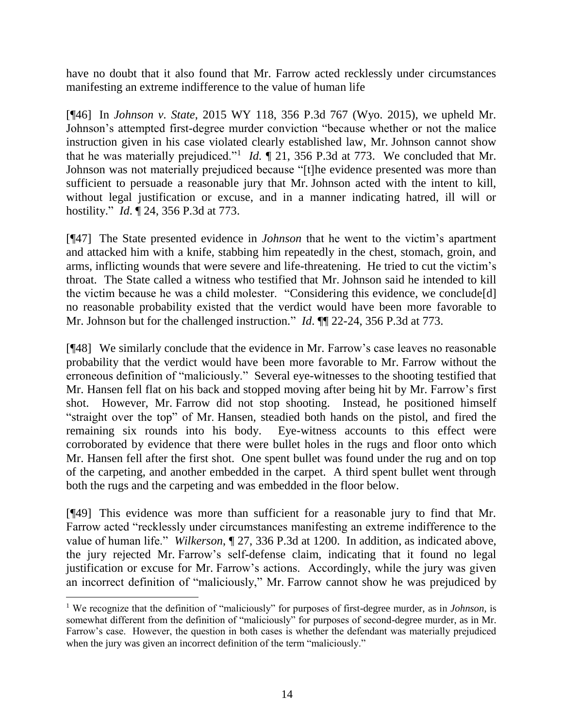have no doubt that it also found that Mr. Farrow acted recklessly under circumstances manifesting an extreme indifference to the value of human life

[¶46] In *Johnson v. State*, 2015 WY 118, 356 P.3d 767 (Wyo. 2015), we upheld Mr. Johnson's attempted first-degree murder conviction "because whether or not the malice instruction given in his case violated clearly established law, Mr. Johnson cannot show that he was materially prejudiced."[1] *Id.* ¶ 21, 356 P.3d at 773. We concluded that Mr. Johnson was not materially prejudiced because "[t]he evidence presented was more than sufficient to persuade a reasonable jury that Mr. Johnson acted with the intent to kill, without legal justification or excuse, and in a manner indicating hatred, ill will or hostility." *Id.* ¶ 24, 356 P.3d at 773.

[¶47] The State presented evidence in *Johnson* that he went to the victim's apartment and attacked him with a knife, stabbing him repeatedly in the chest, stomach, groin, and arms, inflicting wounds that were severe and life-threatening. He tried to cut the victim's throat. The State called a witness who testified that Mr. Johnson said he intended to kill the victim because he was a child molester. "Considering this evidence, we conclude[d] no reasonable probability existed that the verdict would have been more favorable to Mr. Johnson but for the challenged instruction." *Id.* ¶¶ 22-24, 356 P.3d at 773.

[¶48] We similarly conclude that the evidence in Mr. Farrow's case leaves no reasonable probability that the verdict would have been more favorable to Mr. Farrow without the erroneous definition of "maliciously." Several eye-witnesses to the shooting testified that Mr. Hansen fell flat on his back and stopped moving after being hit by Mr. Farrow's first shot. However, Mr. Farrow did not stop shooting. Instead, he positioned himself "straight over the top" of Mr. Hansen, steadied both hands on the pistol, and fired the remaining six rounds into his body. Eye-witness accounts to this effect were corroborated by evidence that there were bullet holes in the rugs and floor onto which Mr. Hansen fell after the first shot. One spent bullet was found under the rug and on top of the carpeting, and another embedded in the carpet. A third spent bullet went through both the rugs and the carpeting and was embedded in the floor below.

[¶49] This evidence was more than sufficient for a reasonable jury to find that Mr. Farrow acted "recklessly under circumstances manifesting an extreme indifference to the value of human life." *Wilkerson*, ¶ 27, 336 P.3d at 1200. In addition, as indicated above, the jury rejected Mr. Farrow's self-defense claim, indicating that it found no legal justification or excuse for Mr. Farrow's actions. Accordingly, while the jury was given an incorrect definition of "maliciously," Mr. Farrow cannot show he was prejudiced by

---

[1] We recognize that the definition of "maliciously" for purposes of first-degree murder, as in *Johnson*, is somewhat different from the definition of "maliciously" for purposes of second-degree murder, as in Mr. Farrow's case. However, the question in both cases is whether the defendant was materially prejudiced when the jury was given an incorrect definition of the term "maliciously."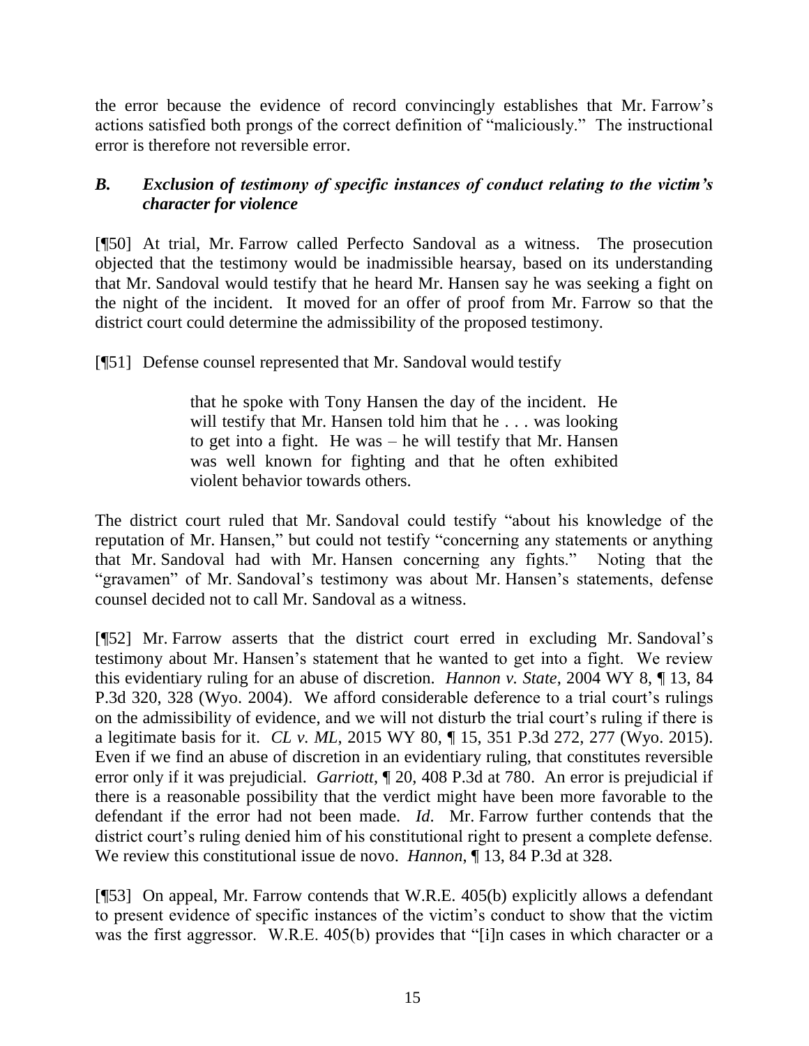the error because the evidence of record convincingly establishes that Mr. Farrow's actions satisfied both prongs of the correct definition of "maliciously." The instructional error is therefore not reversible error.

### *B. Exclusion of testimony of specific instances of conduct relating to the victim's character for violence*

[¶50] At trial, Mr. Farrow called Perfecto Sandoval as a witness. The prosecution objected that the testimony would be inadmissible hearsay, based on its understanding that Mr. Sandoval would testify that he heard Mr. Hansen say he was seeking a fight on the night of the incident. It moved for an offer of proof from Mr. Farrow so that the district court could determine the admissibility of the proposed testimony.

[¶51] Defense counsel represented that Mr. Sandoval would testify

> that he spoke with Tony Hansen the day of the incident. He will testify that Mr. Hansen told him that he . . . was looking to get into a fight. He was – he will testify that Mr. Hansen was well known for fighting and that he often exhibited violent behavior towards others.

The district court ruled that Mr. Sandoval could testify "about his knowledge of the reputation of Mr. Hansen," but could not testify "concerning any statements or anything that Mr. Sandoval had with Mr. Hansen concerning any fights." Noting that the "gravamen" of Mr. Sandoval's testimony was about Mr. Hansen's statements, defense counsel decided not to call Mr. Sandoval as a witness.

[¶52] Mr. Farrow asserts that the district court erred in excluding Mr. Sandoval's testimony about Mr. Hansen's statement that he wanted to get into a fight. We review this evidentiary ruling for an abuse of discretion. *Hannon v. State*, 2004 WY 8, ¶ 13, 84 P.3d 320, 328 (Wyo. 2004). We afford considerable deference to a trial court's rulings on the admissibility of evidence, and we will not disturb the trial court's ruling if there is a legitimate basis for it. *CL v. ML*, 2015 WY 80, ¶ 15, 351 P.3d 272, 277 (Wyo. 2015). Even if we find an abuse of discretion in an evidentiary ruling, that constitutes reversible error only if it was prejudicial. *Garriott*, ¶ 20, 408 P.3d at 780. An error is prejudicial if there is a reasonable possibility that the verdict might have been more favorable to the defendant if the error had not been made. *Id*. Mr. Farrow further contends that the district court's ruling denied him of his constitutional right to present a complete defense. We review this constitutional issue de novo. *Hannon*, ¶ 13, 84 P.3d at 328.

[¶53] On appeal, Mr. Farrow contends that W.R.E. 405(b) explicitly allows a defendant to present evidence of specific instances of the victim's conduct to show that the victim was the first aggressor. W.R.E. 405(b) provides that "[i]n cases in which character or a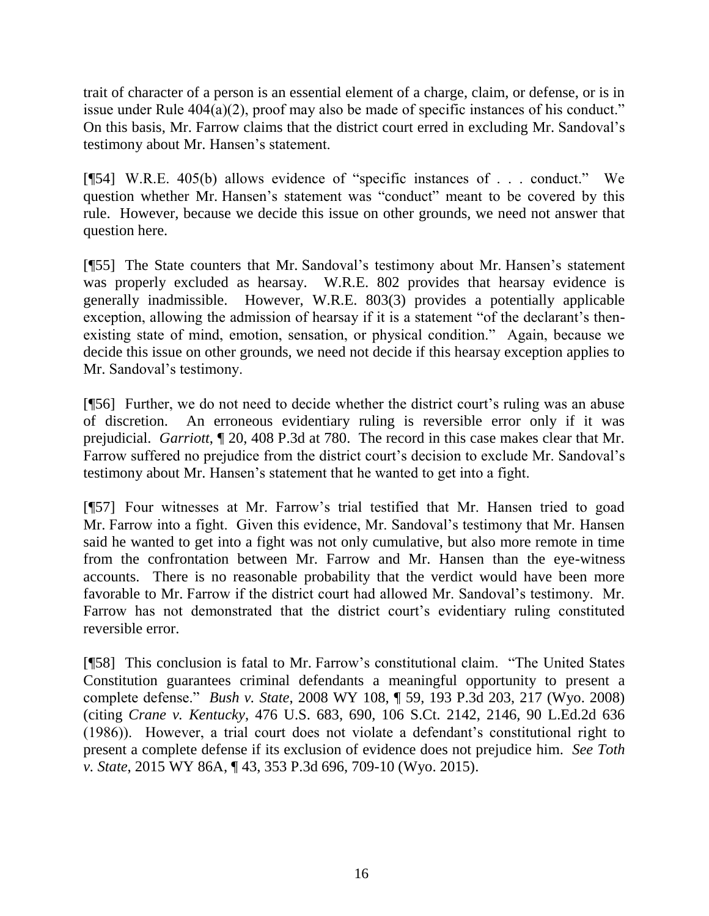trait of character of a person is an essential element of a charge, claim, or defense, or is in issue under Rule 404(a)(2), proof may also be made of specific instances of his conduct." On this basis, Mr. Farrow claims that the district court erred in excluding Mr. Sandoval's testimony about Mr. Hansen's statement.

[¶54] W.R.E. 405(b) allows evidence of "specific instances of . . . conduct." We question whether Mr. Hansen's statement was "conduct" meant to be covered by this rule. However, because we decide this issue on other grounds, we need not answer that question here.

[¶55] The State counters that Mr. Sandoval's testimony about Mr. Hansen's statement was properly excluded as hearsay. W.R.E. 802 provides that hearsay evidence is generally inadmissible. However, W.R.E. 803(3) provides a potentially applicable exception, allowing the admission of hearsay if it is a statement "of the declarant's then-existing state of mind, emotion, sensation, or physical condition." Again, because we decide this issue on other grounds, we need not decide if this hearsay exception applies to Mr. Sandoval's testimony.

[¶56] Further, we do not need to decide whether the district court's ruling was an abuse of discretion. An erroneous evidentiary ruling is reversible error only if it was prejudicial. *Garriott*, ¶ 20, 408 P.3d at 780. The record in this case makes clear that Mr. Farrow suffered no prejudice from the district court's decision to exclude Mr. Sandoval's testimony about Mr. Hansen's statement that he wanted to get into a fight.

[¶57] Four witnesses at Mr. Farrow's trial testified that Mr. Hansen tried to goad Mr. Farrow into a fight. Given this evidence, Mr. Sandoval's testimony that Mr. Hansen said he wanted to get into a fight was not only cumulative, but also more remote in time from the confrontation between Mr. Farrow and Mr. Hansen than the eye-witness accounts. There is no reasonable probability that the verdict would have been more favorable to Mr. Farrow if the district court had allowed Mr. Sandoval's testimony. Mr. Farrow has not demonstrated that the district court's evidentiary ruling constituted reversible error.

[¶58] This conclusion is fatal to Mr. Farrow's constitutional claim. "The United States Constitution guarantees criminal defendants a meaningful opportunity to present a complete defense." *Bush v. State*, 2008 WY 108, ¶ 59, 193 P.3d 203, 217 (Wyo. 2008) (citing *Crane v. Kentucky*, 476 U.S. 683, 690, 106 S.Ct. 2142, 2146, 90 L.Ed.2d 636 (1986)). However, a trial court does not violate a defendant's constitutional right to present a complete defense if its exclusion of evidence does not prejudice him. *See Toth v. State*, 2015 WY 86A, ¶ 43, 353 P.3d 696, 709-10 (Wyo. 2015).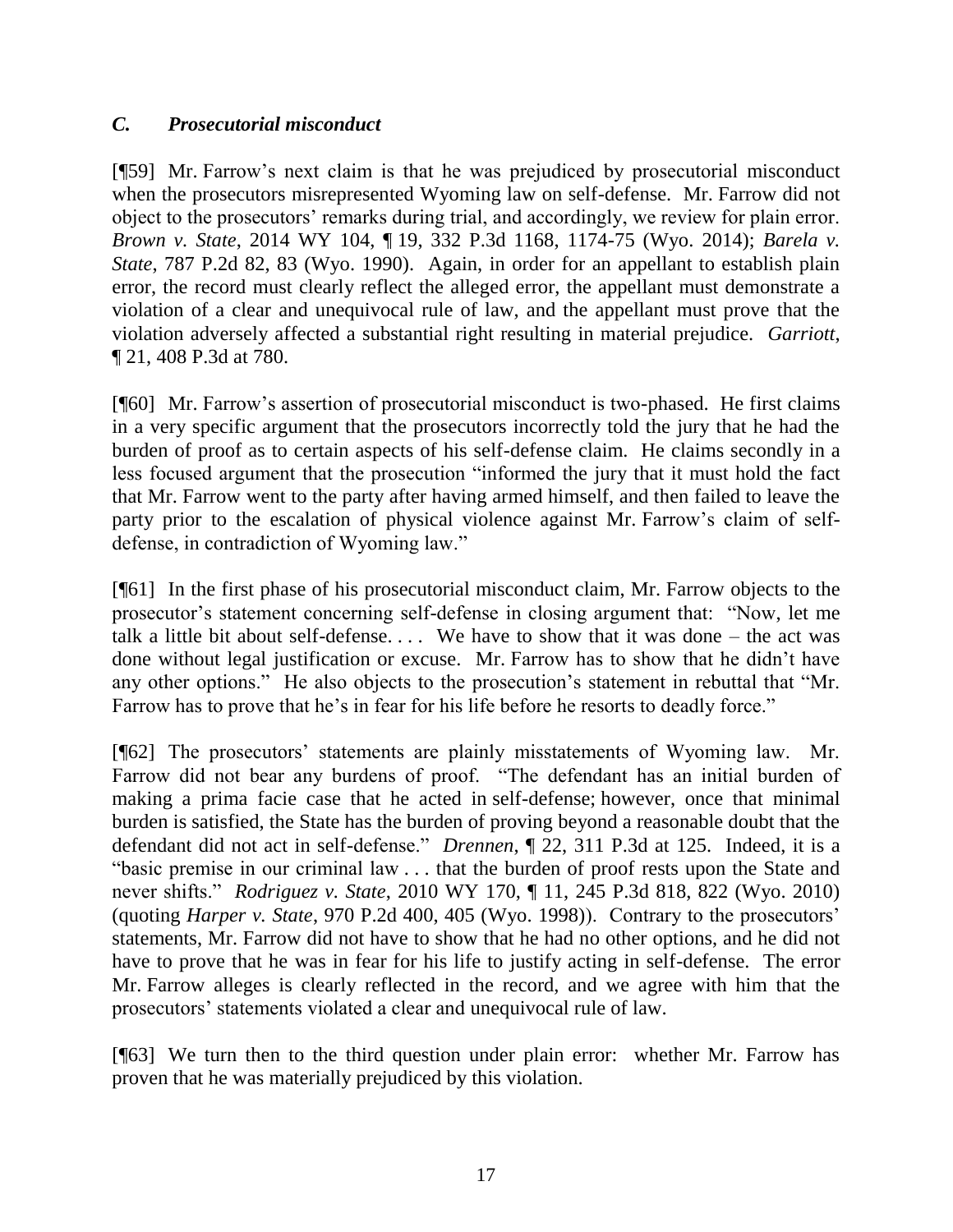### *C. Prosecutorial misconduct*

[¶59] Mr. Farrow's next claim is that he was prejudiced by prosecutorial misconduct when the prosecutors misrepresented Wyoming law on self-defense. Mr. Farrow did not object to the prosecutors' remarks during trial, and accordingly, we review for plain error. *Brown v. State*, 2014 WY 104, ¶ 19, 332 P.3d 1168, 1174-75 (Wyo. 2014); *Barela v. State*, 787 P.2d 82, 83 (Wyo. 1990). Again, in order for an appellant to establish plain error, the record must clearly reflect the alleged error, the appellant must demonstrate a violation of a clear and unequivocal rule of law, and the appellant must prove that the violation adversely affected a substantial right resulting in material prejudice. *Garriott*, ¶ 21, 408 P.3d at 780.

[¶60] Mr. Farrow's assertion of prosecutorial misconduct is two-phased. He first claims in a very specific argument that the prosecutors incorrectly told the jury that he had the burden of proof as to certain aspects of his self-defense claim. He claims secondly in a less focused argument that the prosecution "informed the jury that it must hold the fact that Mr. Farrow went to the party after having armed himself, and then failed to leave the party prior to the escalation of physical violence against Mr. Farrow's claim of self-defense, in contradiction of Wyoming law."

[¶61] In the first phase of his prosecutorial misconduct claim, Mr. Farrow objects to the prosecutor's statement concerning self-defense in closing argument that: "Now, let me talk a little bit about self-defense. . . . We have to show that it was done – the act was done without legal justification or excuse. Mr. Farrow has to show that he didn't have any other options." He also objects to the prosecution's statement in rebuttal that "Mr. Farrow has to prove that he's in fear for his life before he resorts to deadly force."

[¶62] The prosecutors' statements are plainly misstatements of Wyoming law. Mr. Farrow did not bear any burdens of proof. "The defendant has an initial burden of making a prima facie case that he acted in self-defense; however, once that minimal burden is satisfied, the State has the burden of proving beyond a reasonable doubt that the defendant did not act in self-defense." *Drennen*, ¶ 22, 311 P.3d at 125. Indeed, it is a "basic premise in our criminal law . . . that the burden of proof rests upon the State and never shifts." *Rodriguez v. State*, 2010 WY 170, ¶ 11, 245 P.3d 818, 822 (Wyo. 2010) (quoting *Harper v. State*, 970 P.2d 400, 405 (Wyo. 1998)). Contrary to the prosecutors' statements, Mr. Farrow did not have to show that he had no other options, and he did not have to prove that he was in fear for his life to justify acting in self-defense. The error Mr. Farrow alleges is clearly reflected in the record, and we agree with him that the prosecutors' statements violated a clear and unequivocal rule of law.

[¶63] We turn then to the third question under plain error: whether Mr. Farrow has proven that he was materially prejudiced by this violation.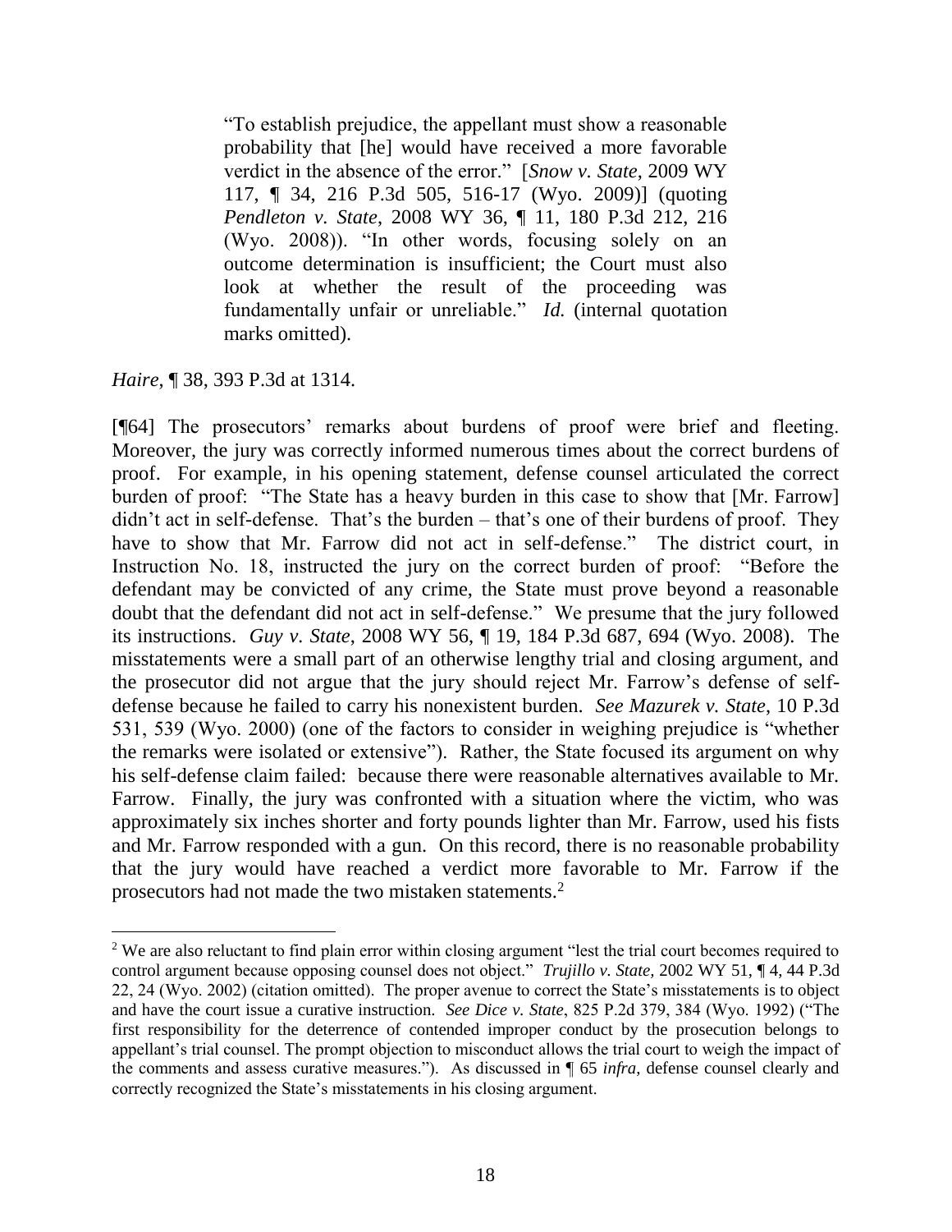> "To establish prejudice, the appellant must show a reasonable probability that [he] would have received a more favorable verdict in the absence of the error." [*Snow v. State*, 2009 WY 117, ¶ 34, 216 P.3d 505, 516-17 (Wyo. 2009)] (quoting *Pendleton v. State*, 2008 WY 36, ¶ 11, 180 P.3d 212, 216 (Wyo. 2008)). "In other words, focusing solely on an outcome determination is insufficient; the Court must also look at whether the result of the proceeding was fundamentally unfair or unreliable." *Id.* (internal quotation marks omitted).

*Haire*, ¶ 38, 393 P.3d at 1314.

[¶64] The prosecutors' remarks about burdens of proof were brief and fleeting. Moreover, the jury was correctly informed numerous times about the correct burdens of proof. For example, in his opening statement, defense counsel articulated the correct burden of proof: "The State has a heavy burden in this case to show that [Mr. Farrow] didn't act in self-defense. That's the burden – that's one of their burdens of proof. They have to show that Mr. Farrow did not act in self-defense." The district court, in Instruction No. 18, instructed the jury on the correct burden of proof: "Before the defendant may be convicted of any crime, the State must prove beyond a reasonable doubt that the defendant did not act in self-defense." We presume that the jury followed its instructions. *Guy v. State*, 2008 WY 56, ¶ 19, 184 P.3d 687, 694 (Wyo. 2008). The misstatements were a small part of an otherwise lengthy trial and closing argument, and the prosecutor did not argue that the jury should reject Mr. Farrow's defense of self-defense because he failed to carry his nonexistent burden. *See Mazurek v. State*, 10 P.3d 531, 539 (Wyo. 2000) (one of the factors to consider in weighing prejudice is "whether the remarks were isolated or extensive"). Rather, the State focused its argument on why his self-defense claim failed: because there were reasonable alternatives available to Mr. Farrow. Finally, the jury was confronted with a situation where the victim, who was approximately six inches shorter and forty pounds lighter than Mr. Farrow, used his fists and Mr. Farrow responded with a gun. On this record, there is no reasonable probability that the jury would have reached a verdict more favorable to Mr. Farrow if the prosecutors had not made the two mistaken statements.[2]

---

[2] We are also reluctant to find plain error within closing argument "lest the trial court becomes required to control argument because opposing counsel does not object." *Trujillo v. State*, 2002 WY 51, ¶ 4, 44 P.3d 22, 24 (Wyo. 2002) (citation omitted). The proper avenue to correct the State's misstatements is to object and have the court issue a curative instruction. *See Dice v. State*, 825 P.2d 379, 384 (Wyo. 1992) ("The first responsibility for the deterrence of contended improper conduct by the prosecution belongs to appellant's trial counsel. The prompt objection to misconduct allows the trial court to weigh the impact of the comments and assess curative measures."). As discussed in ¶ 65 *infra*, defense counsel clearly and correctly recognized the State's misstatements in his closing argument.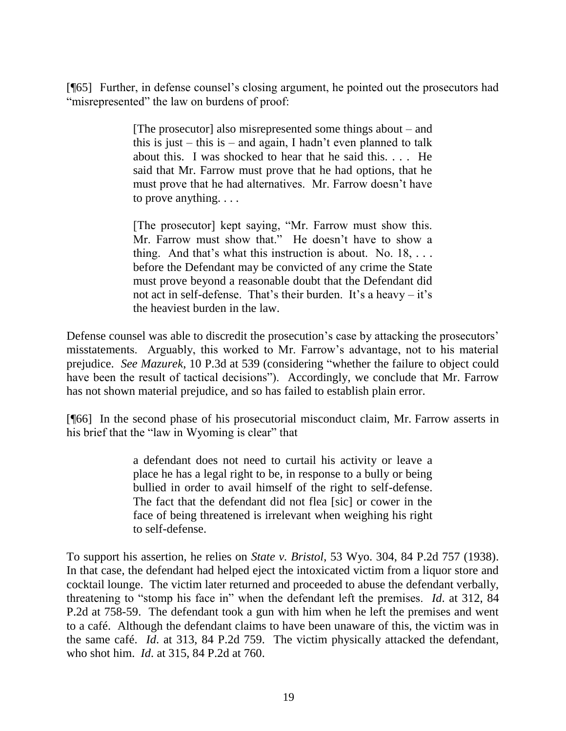[¶65] Further, in defense counsel's closing argument, he pointed out the prosecutors had "misrepresented" the law on burdens of proof:

> [The prosecutor] also misrepresented some things about – and this is just – this is – and again, I hadn't even planned to talk about this. I was shocked to hear that he said this. . . . He said that Mr. Farrow must prove that he had options, that he must prove that he had alternatives. Mr. Farrow doesn't have to prove anything. . . .
>
> [The prosecutor] kept saying, "Mr. Farrow must show this. Mr. Farrow must show that." He doesn't have to show a thing. And that's what this instruction is about. No. 18, . . . before the Defendant may be convicted of any crime the State must prove beyond a reasonable doubt that the Defendant did not act in self-defense. That's their burden. It's a heavy – it's the heaviest burden in the law.

Defense counsel was able to discredit the prosecution's case by attacking the prosecutors' misstatements. Arguably, this worked to Mr. Farrow's advantage, not to his material prejudice. *See Mazurek*, 10 P.3d at 539 (considering "whether the failure to object could have been the result of tactical decisions"). Accordingly, we conclude that Mr. Farrow has not shown material prejudice, and so has failed to establish plain error.

[¶66] In the second phase of his prosecutorial misconduct claim, Mr. Farrow asserts in his brief that the "law in Wyoming is clear" that

> a defendant does not need to curtail his activity or leave a place he has a legal right to be, in response to a bully or being bullied in order to avail himself of the right to self-defense. The fact that the defendant did not flea [sic] or cower in the face of being threatened is irrelevant when weighing his right to self-defense.

To support his assertion, he relies on *State v. Bristol*, 53 Wyo. 304, 84 P.2d 757 (1938). In that case, the defendant had helped eject the intoxicated victim from a liquor store and cocktail lounge. The victim later returned and proceeded to abuse the defendant verbally, threatening to "stomp his face in" when the defendant left the premises. *Id*. at 312, 84 P.2d at 758-59. The defendant took a gun with him when he left the premises and went to a café. Although the defendant claims to have been unaware of this, the victim was in the same café. *Id*. at 313, 84 P.2d 759. The victim physically attacked the defendant, who shot him. *Id*. at 315, 84 P.2d at 760.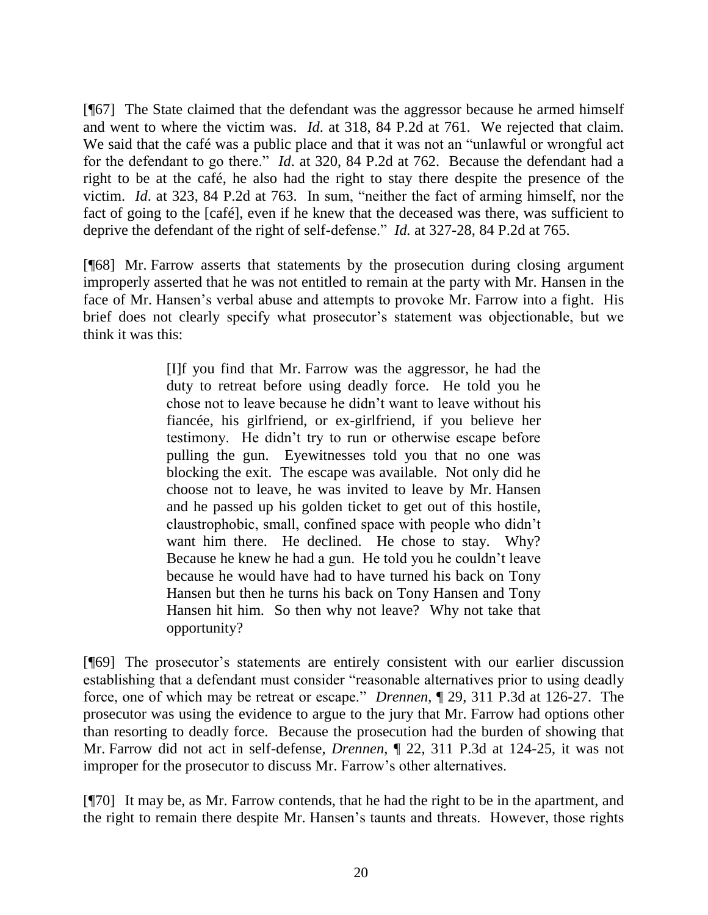[¶67] The State claimed that the defendant was the aggressor because he armed himself and went to where the victim was. *Id*. at 318, 84 P.2d at 761. We rejected that claim. We said that the café was a public place and that it was not an "unlawful or wrongful act for the defendant to go there." *Id*. at 320, 84 P.2d at 762. Because the defendant had a right to be at the café, he also had the right to stay there despite the presence of the victim. *Id*. at 323, 84 P.2d at 763. In sum, "neither the fact of arming himself, nor the fact of going to the [café], even if he knew that the deceased was there, was sufficient to deprive the defendant of the right of self-defense." *Id.* at 327-28, 84 P.2d at 765.

[¶68] Mr. Farrow asserts that statements by the prosecution during closing argument improperly asserted that he was not entitled to remain at the party with Mr. Hansen in the face of Mr. Hansen's verbal abuse and attempts to provoke Mr. Farrow into a fight. His brief does not clearly specify what prosecutor's statement was objectionable, but we think it was this:

> [I]f you find that Mr. Farrow was the aggressor, he had the duty to retreat before using deadly force. He told you he chose not to leave because he didn't want to leave without his fiancée, his girlfriend, or ex-girlfriend, if you believe her testimony. He didn't try to run or otherwise escape before pulling the gun. Eyewitnesses told you that no one was blocking the exit. The escape was available. Not only did he choose not to leave, he was invited to leave by Mr. Hansen and he passed up his golden ticket to get out of this hostile, claustrophobic, small, confined space with people who didn't want him there. He declined. He chose to stay. Why? Because he knew he had a gun. He told you he couldn't leave because he would have had to have turned his back on Tony Hansen but then he turns his back on Tony Hansen and Tony Hansen hit him. So then why not leave? Why not take that opportunity?

[¶69] The prosecutor's statements are entirely consistent with our earlier discussion establishing that a defendant must consider "reasonable alternatives prior to using deadly force, one of which may be retreat or escape." *Drennen*, ¶ 29, 311 P.3d at 126-27. The prosecutor was using the evidence to argue to the jury that Mr. Farrow had options other than resorting to deadly force. Because the prosecution had the burden of showing that Mr. Farrow did not act in self-defense, *Drennen*, ¶ 22, 311 P.3d at 124-25, it was not improper for the prosecutor to discuss Mr. Farrow's other alternatives.

[¶70] It may be, as Mr. Farrow contends, that he had the right to be in the apartment, and the right to remain there despite Mr. Hansen's taunts and threats. However, those rights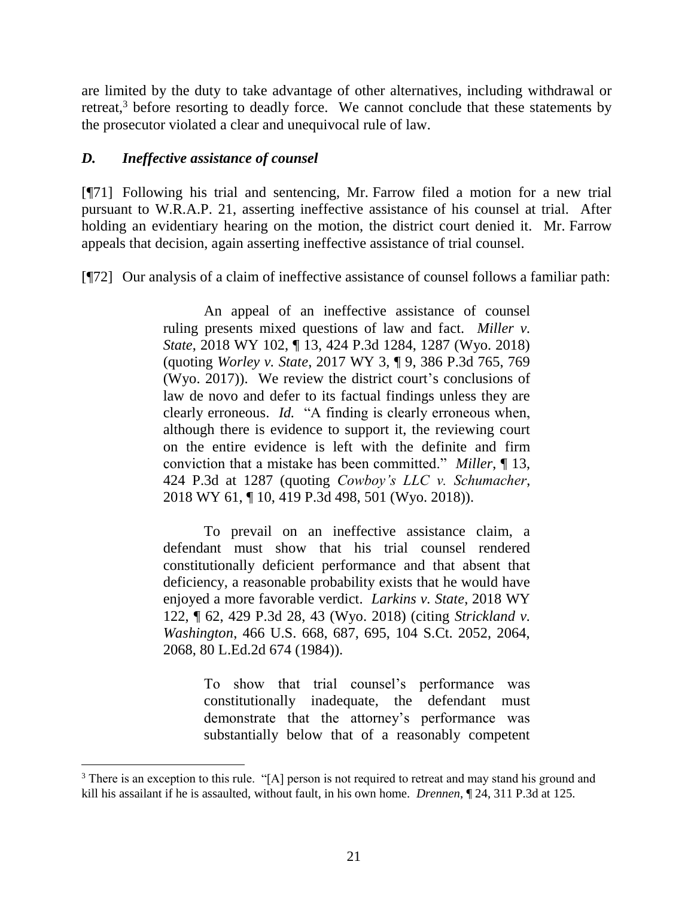are limited by the duty to take advantage of other alternatives, including withdrawal or retreat,[3] before resorting to deadly force. We cannot conclude that these statements by the prosecutor violated a clear and unequivocal rule of law.

### *D. Ineffective assistance of counsel*

[¶71] Following his trial and sentencing, Mr. Farrow filed a motion for a new trial pursuant to W.R.A.P. 21, asserting ineffective assistance of his counsel at trial. After holding an evidentiary hearing on the motion, the district court denied it. Mr. Farrow appeals that decision, again asserting ineffective assistance of trial counsel.

[¶72] Our analysis of a claim of ineffective assistance of counsel follows a familiar path:

> An appeal of an ineffective assistance of counsel ruling presents mixed questions of law and fact. *Miller v. State*, 2018 WY 102, ¶ 13, 424 P.3d 1284, 1287 (Wyo. 2018) (quoting *Worley v. State*, 2017 WY 3, ¶ 9, 386 P.3d 765, 769 (Wyo. 2017)). We review the district court's conclusions of law de novo and defer to its factual findings unless they are clearly erroneous. *Id.* "A finding is clearly erroneous when, although there is evidence to support it, the reviewing court on the entire evidence is left with the definite and firm conviction that a mistake has been committed." *Miller*, ¶ 13, 424 P.3d at 1287 (quoting *Cowboy's LLC v. Schumacher*, 2018 WY 61, ¶ 10, 419 P.3d 498, 501 (Wyo. 2018)).
>
> To prevail on an ineffective assistance claim, a defendant must show that his trial counsel rendered constitutionally deficient performance and that absent that deficiency, a reasonable probability exists that he would have enjoyed a more favorable verdict. *Larkins v. State*, 2018 WY 122, ¶ 62, 429 P.3d 28, 43 (Wyo. 2018) (citing *Strickland v. Washington*, 466 U.S. 668, 687, 695, 104 S.Ct. 2052, 2064, 2068, 80 L.Ed.2d 674 (1984)).
>
> > To show that trial counsel's performance was constitutionally inadequate, the defendant must demonstrate that the attorney's performance was substantially below that of a reasonably competent

---

[3] There is an exception to this rule. "[A] person is not required to retreat and may stand his ground and kill his assailant if he is assaulted, without fault, in his own home. *Drennen*, ¶ 24, 311 P.3d at 125.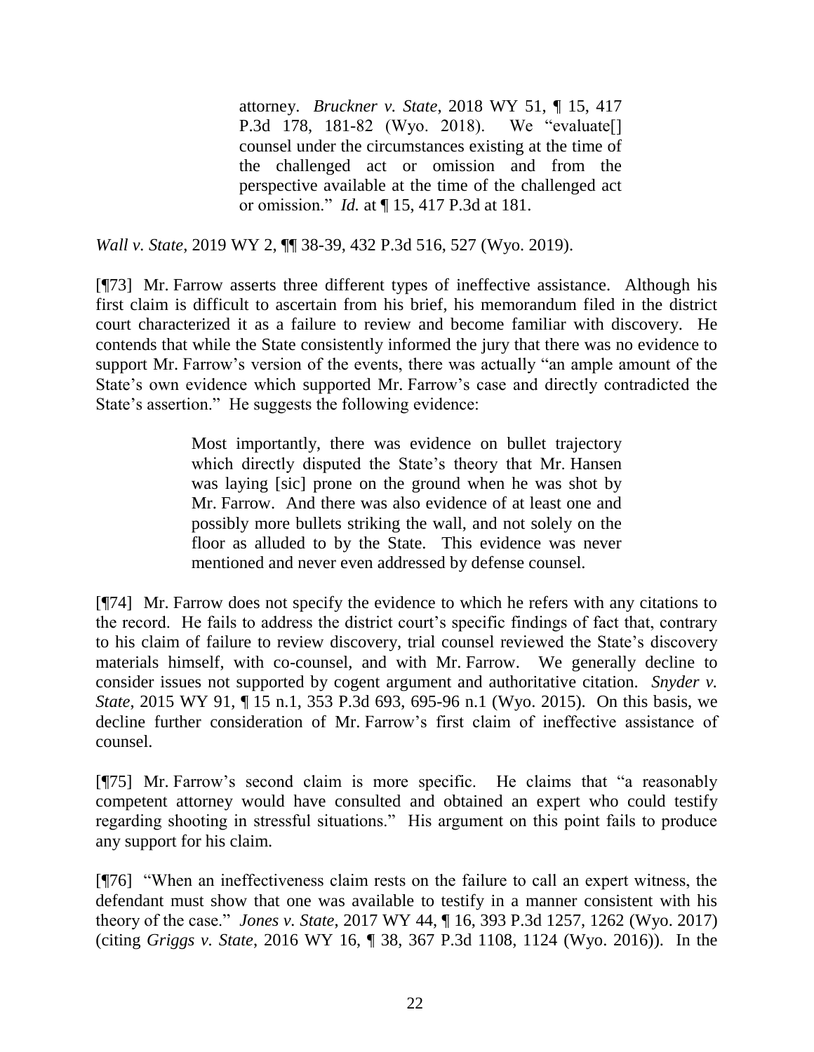> attorney. *Bruckner v. State*, 2018 WY 51, ¶ 15, 417 P.3d 178, 181-82 (Wyo. 2018). We "evaluate[] counsel under the circumstances existing at the time of the challenged act or omission and from the perspective available at the time of the challenged act or omission." *Id.* at ¶ 15, 417 P.3d at 181.

*Wall v. State*, 2019 WY 2, ¶¶ 38-39, 432 P.3d 516, 527 (Wyo. 2019).

[¶73] Mr. Farrow asserts three different types of ineffective assistance. Although his first claim is difficult to ascertain from his brief, his memorandum filed in the district court characterized it as a failure to review and become familiar with discovery. He contends that while the State consistently informed the jury that there was no evidence to support Mr. Farrow's version of the events, there was actually "an ample amount of the State's own evidence which supported Mr. Farrow's case and directly contradicted the State's assertion." He suggests the following evidence:

> Most importantly, there was evidence on bullet trajectory which directly disputed the State's theory that Mr. Hansen was laying [sic] prone on the ground when he was shot by Mr. Farrow. And there was also evidence of at least one and possibly more bullets striking the wall, and not solely on the floor as alluded to by the State. This evidence was never mentioned and never even addressed by defense counsel.

[¶74] Mr. Farrow does not specify the evidence to which he refers with any citations to the record. He fails to address the district court's specific findings of fact that, contrary to his claim of failure to review discovery, trial counsel reviewed the State's discovery materials himself, with co-counsel, and with Mr. Farrow. We generally decline to consider issues not supported by cogent argument and authoritative citation. *Snyder v. State*, 2015 WY 91, ¶ 15 n.1, 353 P.3d 693, 695-96 n.1 (Wyo. 2015). On this basis, we decline further consideration of Mr. Farrow's first claim of ineffective assistance of counsel.

[¶75] Mr. Farrow's second claim is more specific. He claims that "a reasonably competent attorney would have consulted and obtained an expert who could testify regarding shooting in stressful situations." His argument on this point fails to produce any support for his claim.

[¶76] "When an ineffectiveness claim rests on the failure to call an expert witness, the defendant must show that one was available to testify in a manner consistent with his theory of the case." *Jones v. State*, 2017 WY 44, ¶ 16, 393 P.3d 1257, 1262 (Wyo. 2017) (citing *Griggs v. State*, 2016 WY 16, ¶ 38, 367 P.3d 1108, 1124 (Wyo. 2016)). In the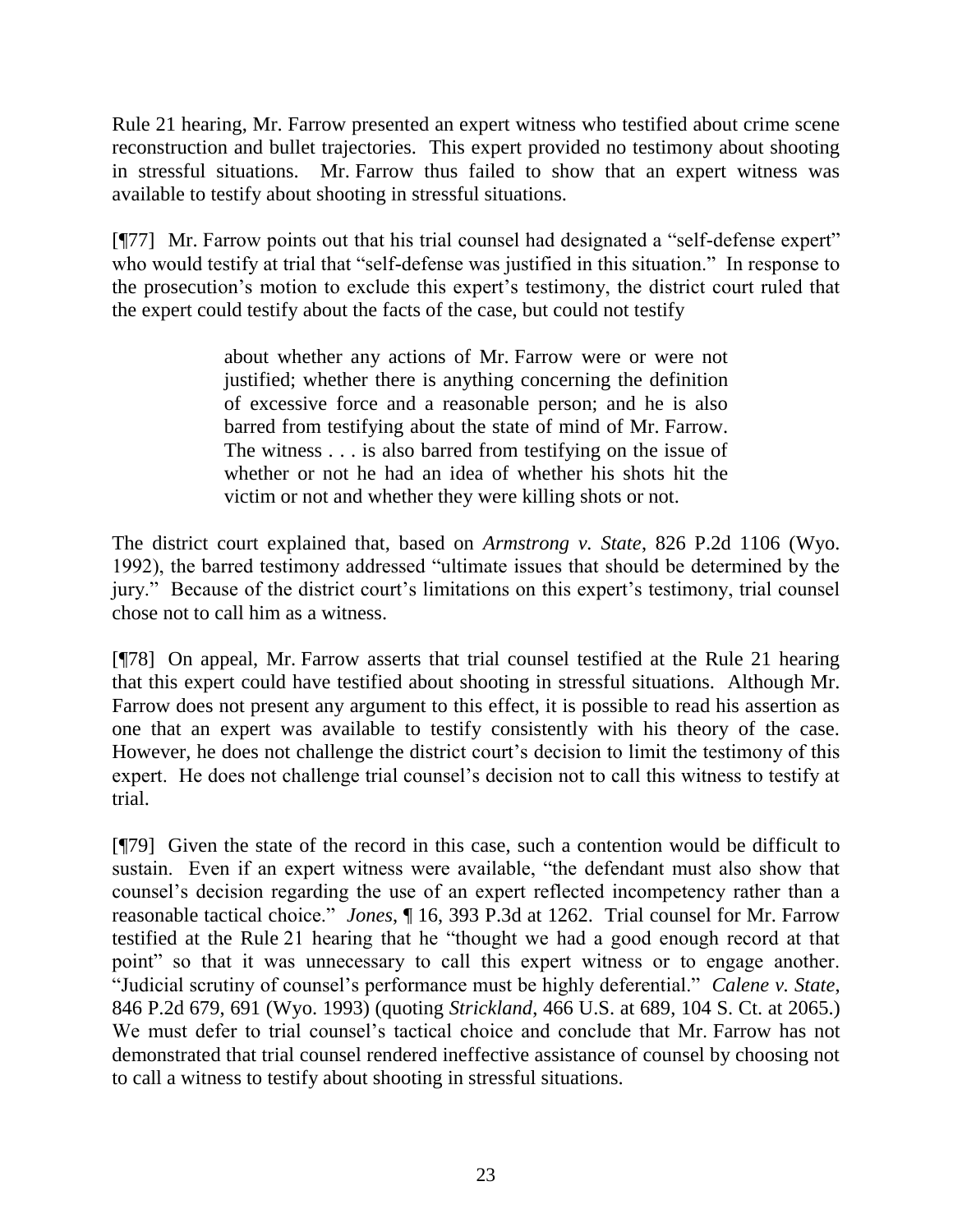Rule 21 hearing, Mr. Farrow presented an expert witness who testified about crime scene reconstruction and bullet trajectories. This expert provided no testimony about shooting in stressful situations. Mr. Farrow thus failed to show that an expert witness was available to testify about shooting in stressful situations.

[¶77] Mr. Farrow points out that his trial counsel had designated a "self-defense expert" who would testify at trial that "self-defense was justified in this situation." In response to the prosecution's motion to exclude this expert's testimony, the district court ruled that the expert could testify about the facts of the case, but could not testify

> about whether any actions of Mr. Farrow were or were not justified; whether there is anything concerning the definition of excessive force and a reasonable person; and he is also barred from testifying about the state of mind of Mr. Farrow. The witness . . . is also barred from testifying on the issue of whether or not he had an idea of whether his shots hit the victim or not and whether they were killing shots or not.

The district court explained that, based on *Armstrong v. State*, 826 P.2d 1106 (Wyo. 1992), the barred testimony addressed "ultimate issues that should be determined by the jury." Because of the district court's limitations on this expert's testimony, trial counsel chose not to call him as a witness.

[¶78] On appeal, Mr. Farrow asserts that trial counsel testified at the Rule 21 hearing that this expert could have testified about shooting in stressful situations. Although Mr. Farrow does not present any argument to this effect, it is possible to read his assertion as one that an expert was available to testify consistently with his theory of the case. However, he does not challenge the district court's decision to limit the testimony of this expert. He does not challenge trial counsel's decision not to call this witness to testify at trial.

[¶79] Given the state of the record in this case, such a contention would be difficult to sustain. Even if an expert witness were available, "the defendant must also show that counsel's decision regarding the use of an expert reflected incompetency rather than a reasonable tactical choice." *Jones*, ¶ 16, 393 P.3d at 1262. Trial counsel for Mr. Farrow testified at the Rule 21 hearing that he "thought we had a good enough record at that point" so that it was unnecessary to call this expert witness or to engage another. "Judicial scrutiny of counsel's performance must be highly deferential." *Calene v. State*, 846 P.2d 679, 691 (Wyo. 1993) (quoting *Strickland*, 466 U.S. at 689, 104 S. Ct. at 2065.) We must defer to trial counsel's tactical choice and conclude that Mr. Farrow has not demonstrated that trial counsel rendered ineffective assistance of counsel by choosing not to call a witness to testify about shooting in stressful situations.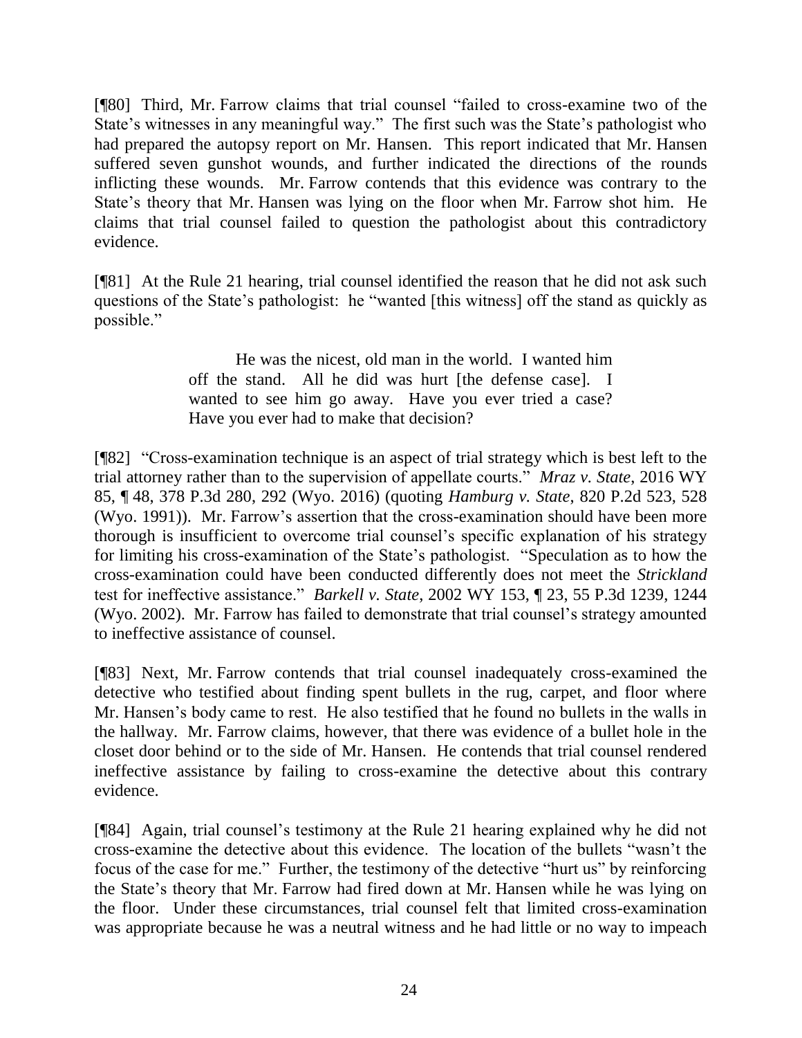[¶80] Third, Mr. Farrow claims that trial counsel "failed to cross-examine two of the State's witnesses in any meaningful way." The first such was the State's pathologist who had prepared the autopsy report on Mr. Hansen. This report indicated that Mr. Hansen suffered seven gunshot wounds, and further indicated the directions of the rounds inflicting these wounds. Mr. Farrow contends that this evidence was contrary to the State's theory that Mr. Hansen was lying on the floor when Mr. Farrow shot him. He claims that trial counsel failed to question the pathologist about this contradictory evidence.

[¶81] At the Rule 21 hearing, trial counsel identified the reason that he did not ask such questions of the State's pathologist: he "wanted [this witness] off the stand as quickly as possible."

> He was the nicest, old man in the world. I wanted him off the stand. All he did was hurt [the defense case]. I wanted to see him go away. Have you ever tried a case? Have you ever had to make that decision?

[¶82] "Cross-examination technique is an aspect of trial strategy which is best left to the trial attorney rather than to the supervision of appellate courts." *Mraz v. State*, 2016 WY 85, ¶ 48, 378 P.3d 280, 292 (Wyo. 2016) (quoting *Hamburg v. State*, 820 P.2d 523, 528 (Wyo. 1991)). Mr. Farrow's assertion that the cross-examination should have been more thorough is insufficient to overcome trial counsel's specific explanation of his strategy for limiting his cross-examination of the State's pathologist. "Speculation as to how the cross-examination could have been conducted differently does not meet the *Strickland* test for ineffective assistance." *Barkell v. State*, 2002 WY 153, ¶ 23, 55 P.3d 1239, 1244 (Wyo. 2002). Mr. Farrow has failed to demonstrate that trial counsel's strategy amounted to ineffective assistance of counsel.

[¶83] Next, Mr. Farrow contends that trial counsel inadequately cross-examined the detective who testified about finding spent bullets in the rug, carpet, and floor where Mr. Hansen's body came to rest. He also testified that he found no bullets in the walls in the hallway. Mr. Farrow claims, however, that there was evidence of a bullet hole in the closet door behind or to the side of Mr. Hansen. He contends that trial counsel rendered ineffective assistance by failing to cross-examine the detective about this contrary evidence.

[¶84] Again, trial counsel's testimony at the Rule 21 hearing explained why he did not cross-examine the detective about this evidence. The location of the bullets "wasn't the focus of the case for me." Further, the testimony of the detective "hurt us" by reinforcing the State's theory that Mr. Farrow had fired down at Mr. Hansen while he was lying on the floor. Under these circumstances, trial counsel felt that limited cross-examination was appropriate because he was a neutral witness and he had little or no way to impeach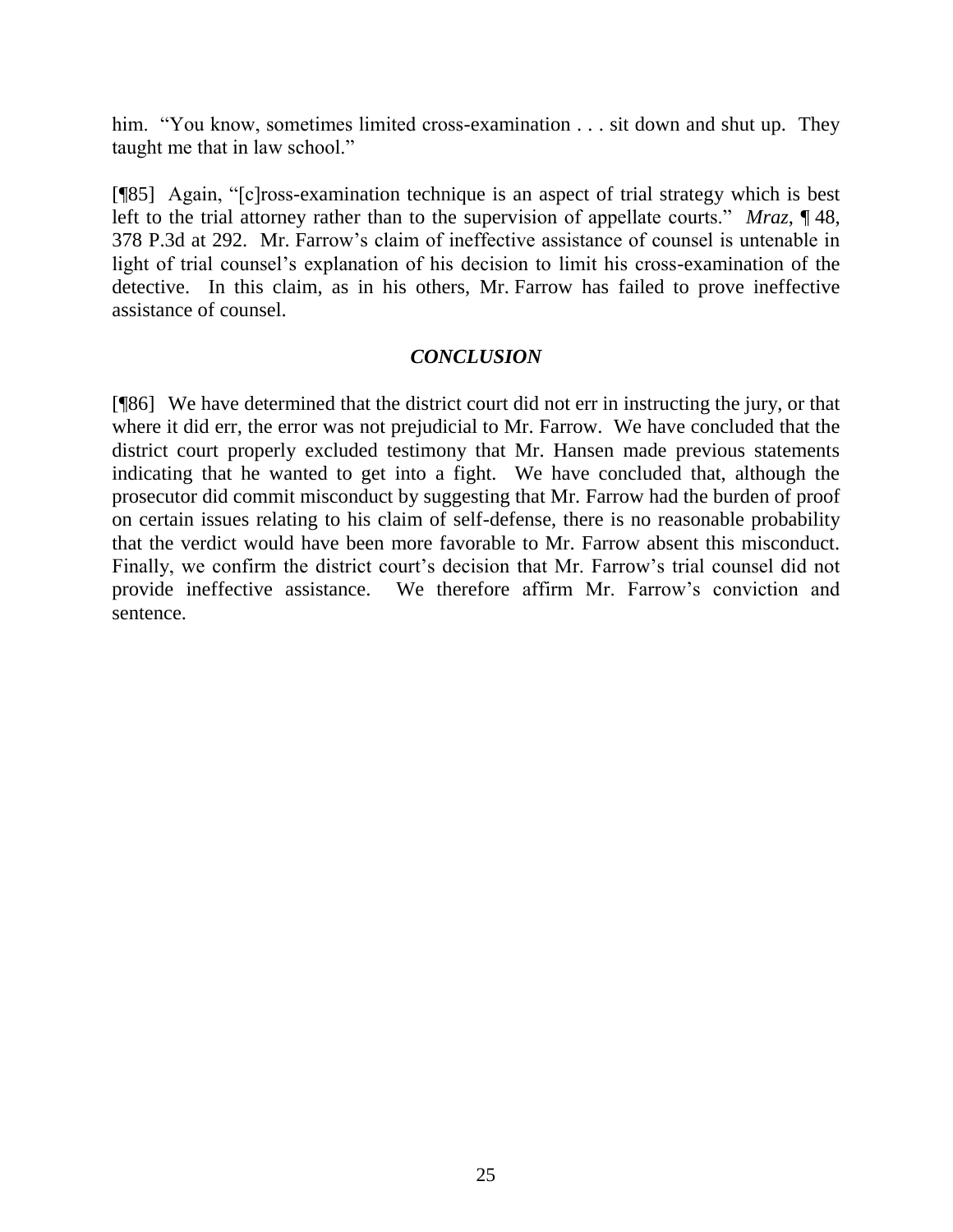him. "You know, sometimes limited cross-examination . . . sit down and shut up. They taught me that in law school."

[¶85] Again, "[c]ross-examination technique is an aspect of trial strategy which is best left to the trial attorney rather than to the supervision of appellate courts." *Mraz*, ¶ 48, 378 P.3d at 292. Mr. Farrow's claim of ineffective assistance of counsel is untenable in light of trial counsel's explanation of his decision to limit his cross-examination of the detective. In this claim, as in his others, Mr. Farrow has failed to prove ineffective assistance of counsel.

## *CONCLUSION*

[¶86] We have determined that the district court did not err in instructing the jury, or that where it did err, the error was not prejudicial to Mr. Farrow. We have concluded that the district court properly excluded testimony that Mr. Hansen made previous statements indicating that he wanted to get into a fight. We have concluded that, although the prosecutor did commit misconduct by suggesting that Mr. Farrow had the burden of proof on certain issues relating to his claim of self-defense, there is no reasonable probability that the verdict would have been more favorable to Mr. Farrow absent this misconduct. Finally, we confirm the district court's decision that Mr. Farrow's trial counsel did not provide ineffective assistance. We therefore affirm Mr. Farrow's conviction and sentence.